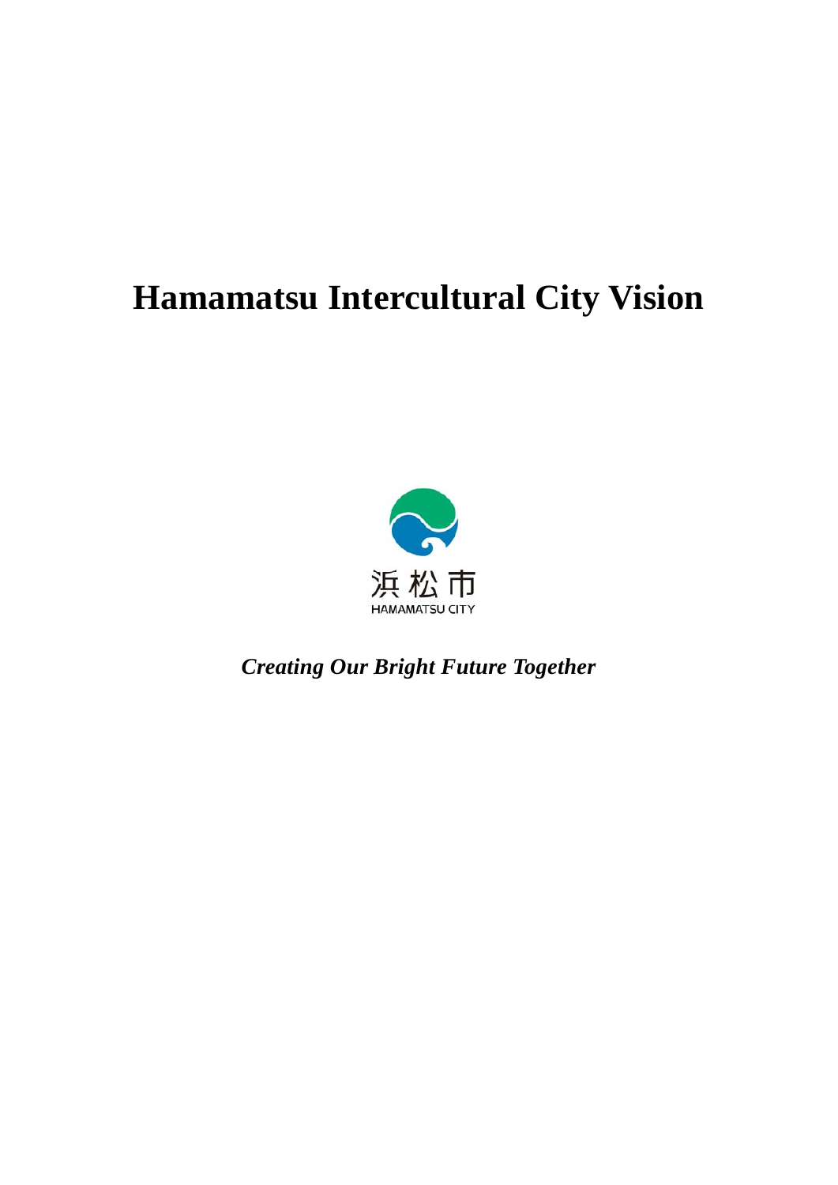# Hamamatsu Intercultural City Vision

浜松市
HAMAMATSU CITY

*Creating Our Bright Future Together*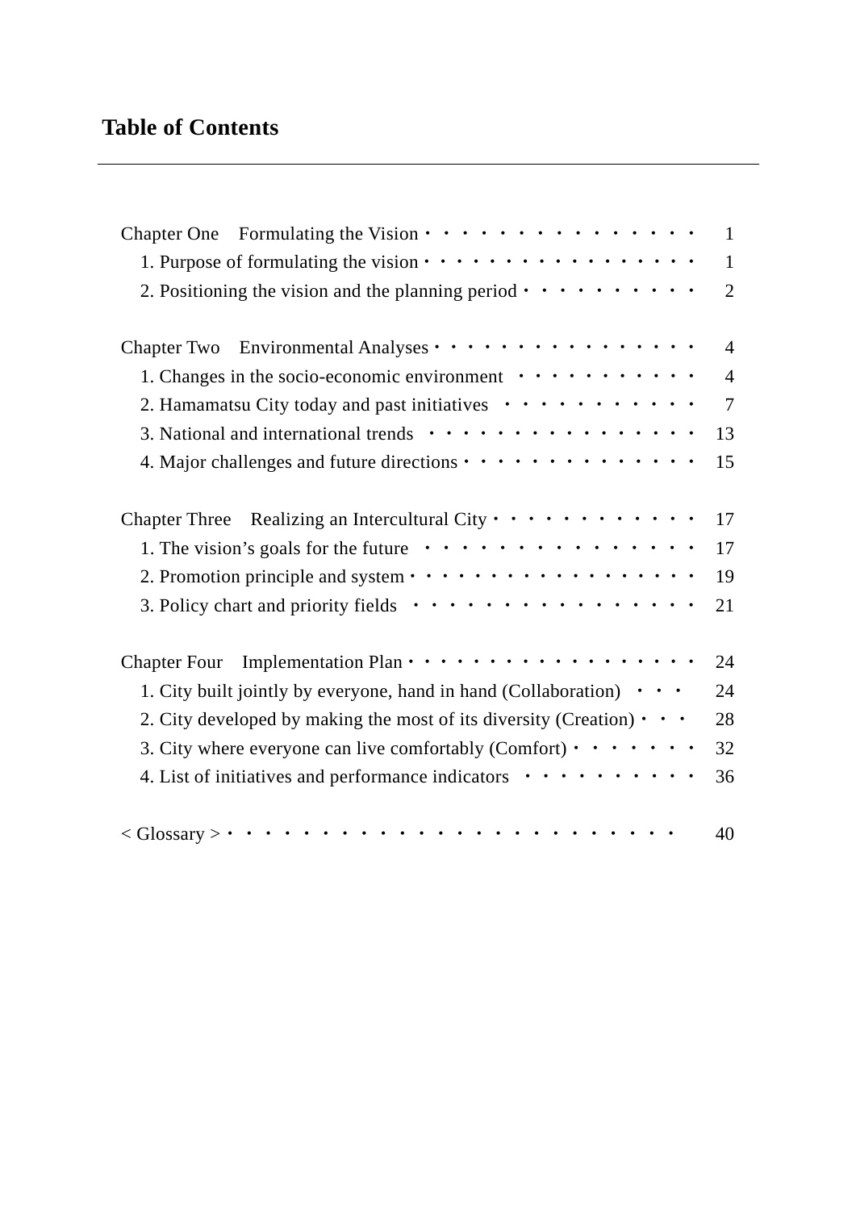# Table of Contents

Chapter One　Formulating the Vision・・・・・・・・・・・・・・・・ 1
　1. Purpose of formulating the vision・・・・・・・・・・・・・・・・・ 1
　2. Positioning the vision and the planning period・・・・・・・・・・ 2

Chapter Two　Environmental Analyses・・・・・・・・・・・・・・・・ 4
　1. Changes in the socio-economic environment ・・・・・・・・・・・ 4
　2. Hamamatsu City today and past initiatives ・・・・・・・・・・・・ 7
　3. National and international trends ・・・・・・・・・・・・・・・・ 13
　4. Major challenges and future directions・・・・・・・・・・・・・・ 15

Chapter Three　Realizing an Intercultural City・・・・・・・・・・・・ 17
　1. The vision's goals for the future ・・・・・・・・・・・・・・・・ 17
　2. Promotion principle and system・・・・・・・・・・・・・・・・・・ 19
　3. Policy chart and priority fields ・・・・・・・・・・・・・・・・・ 21

Chapter Four　Implementation Plan・・・・・・・・・・・・・・・・・・ 24
　1. City built jointly by everyone, hand in hand (Collaboration) ・・・ 24
　2. City developed by making the most of its diversity (Creation)・・・ 28
　3. City where everyone can live comfortably (Comfort)・・・・・・・ 32
　4. List of initiatives and performance indicators ・・・・・・・・・・ 36

< Glossary >・・・・・・・・・・・・・・・・・・・・・・・・・・ 40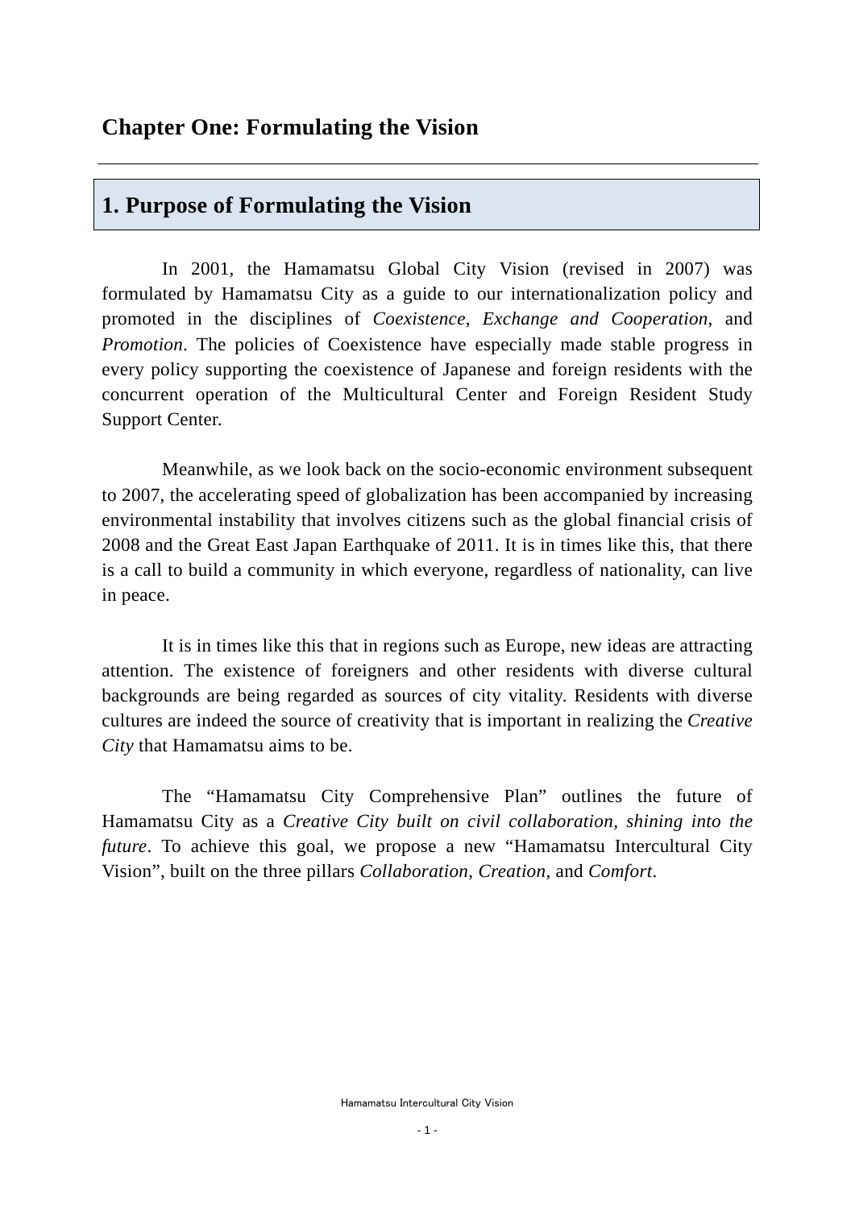# Chapter One: Formulating the Vision

## 1. Purpose of Formulating the Vision

In 2001, the Hamamatsu Global City Vision (revised in 2007) was formulated by Hamamatsu City as a guide to our internationalization policy and promoted in the disciplines of *Coexistence*, *Exchange and Cooperation*, and *Promotion*. The policies of Coexistence have especially made stable progress in every policy supporting the coexistence of Japanese and foreign residents with the concurrent operation of the Multicultural Center and Foreign Resident Study Support Center.

Meanwhile, as we look back on the socio-economic environment subsequent to 2007, the accelerating speed of globalization has been accompanied by increasing environmental instability that involves citizens such as the global financial crisis of 2008 and the Great East Japan Earthquake of 2011. It is in times like this, that there is a call to build a community in which everyone, regardless of nationality, can live in peace.

It is in times like this that in regions such as Europe, new ideas are attracting attention. The existence of foreigners and other residents with diverse cultural backgrounds are being regarded as sources of city vitality. Residents with diverse cultures are indeed the source of creativity that is important in realizing the *Creative City* that Hamamatsu aims to be.

The "Hamamatsu City Comprehensive Plan" outlines the future of Hamamatsu City as a *Creative City built on civil collaboration, shining into the future*. To achieve this goal, we propose a new "Hamamatsu Intercultural City Vision", built on the three pillars *Collaboration*, *Creation*, and *Comfort*.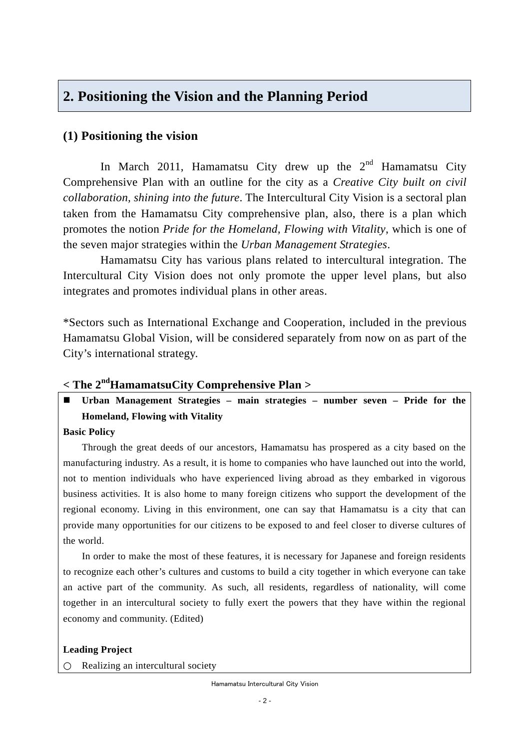## 2. Positioning the Vision and the Planning Period

### (1) Positioning the vision

In March 2011, Hamamatsu City drew up the 2nd Hamamatsu City Comprehensive Plan with an outline for the city as a *Creative City built on civil collaboration, shining into the future*. The Intercultural City Vision is a sectoral plan taken from the Hamamatsu City comprehensive plan, also, there is a plan which promotes the notion *Pride for the Homeland, Flowing with Vitality*, which is one of the seven major strategies within the *Urban Management Strategies*.

Hamamatsu City has various plans related to intercultural integration. The Intercultural City Vision does not only promote the upper level plans, but also integrates and promotes individual plans in other areas.

*Sectors such as International Exchange and Cooperation, included in the previous Hamamatsu Global Vision, will be considered separately from now on as part of the City's international strategy.

**< The 2nd HamamatsuCity Comprehensive Plan >**

- **Urban Management Strategies – main strategies – number seven – Pride for the Homeland, Flowing with Vitality**

**Basic Policy**

Through the great deeds of our ancestors, Hamamatsu has prospered as a city based on the manufacturing industry. As a result, it is home to companies who have launched out into the world, not to mention individuals who have experienced living abroad as they embarked in vigorous business activities. It is also home to many foreign citizens who support the development of the regional economy. Living in this environment, one can say that Hamamatsu is a city that can provide many opportunities for our citizens to be exposed to and feel closer to diverse cultures of the world.

In order to make the most of these features, it is necessary for Japanese and foreign residents to recognize each other's cultures and customs to build a city together in which everyone can take an active part of the community. As such, all residents, regardless of nationality, will come together in an intercultural society to fully exert the powers that they have within the regional economy and community. (Edited)

**Leading Project**

○ Realizing an intercultural society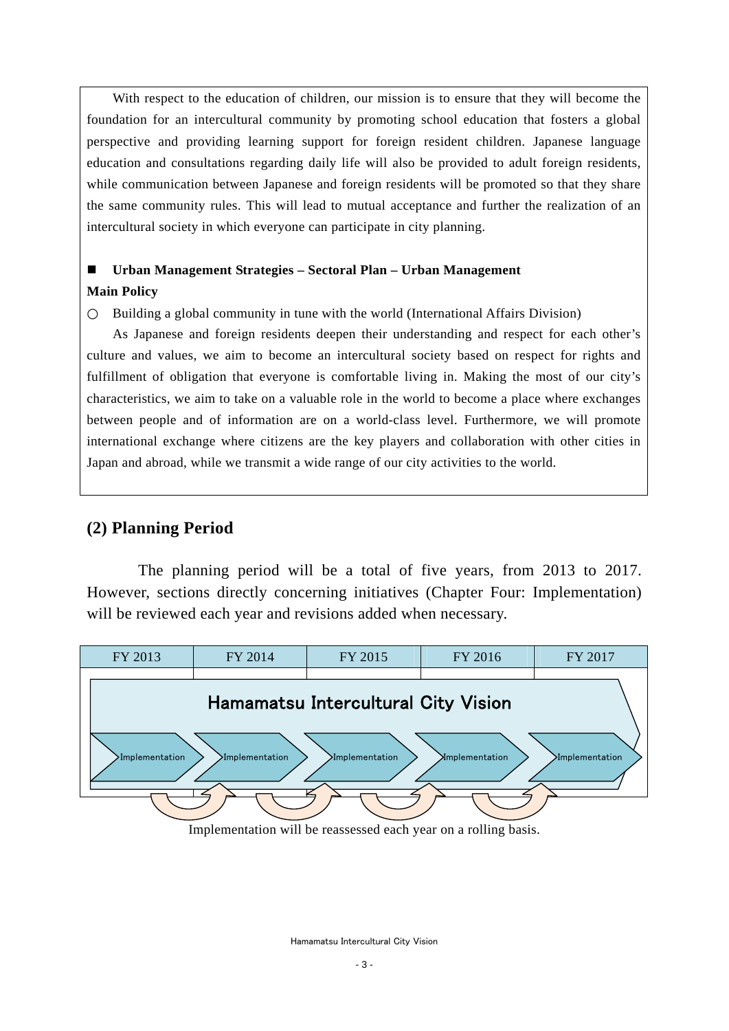With respect to the education of children, our mission is to ensure that they will become the foundation for an intercultural community by promoting school education that fosters a global perspective and providing learning support for foreign resident children. Japanese language education and consultations regarding daily life will also be provided to adult foreign residents, while communication between Japanese and foreign residents will be promoted so that they share the same community rules. This will lead to mutual acceptance and further the realization of an intercultural society in which everyone can participate in city planning.

■ **Urban Management Strategies – Sectoral Plan – Urban Management**

**Main Policy**

○ Building a global community in tune with the world (International Affairs Division)

As Japanese and foreign residents deepen their understanding and respect for each other's culture and values, we aim to become an intercultural society based on respect for rights and fulfillment of obligation that everyone is comfortable living in. Making the most of our city's characteristics, we aim to take on a valuable role in the world to become a place where exchanges between people and of information are on a world-class level. Furthermore, we will promote international exchange where citizens are the key players and collaboration with other cities in Japan and abroad, while we transmit a wide range of our city activities to the world.

## (2) Planning Period

The planning period will be a total of five years, from 2013 to 2017. However, sections directly concerning initiatives (Chapter Four: Implementation) will be reviewed each year and revisions added when necessary.

| FY 2013 | FY 2014 | FY 2015 | FY 2016 | FY 2017 |
|---|---|---|---|---|
| Hamamatsu Intercultural City Vision | | | | |
| Implementation | Implementation | Implementation | Implementation | Implementation |

Implementation will be reassessed each year on a rolling basis.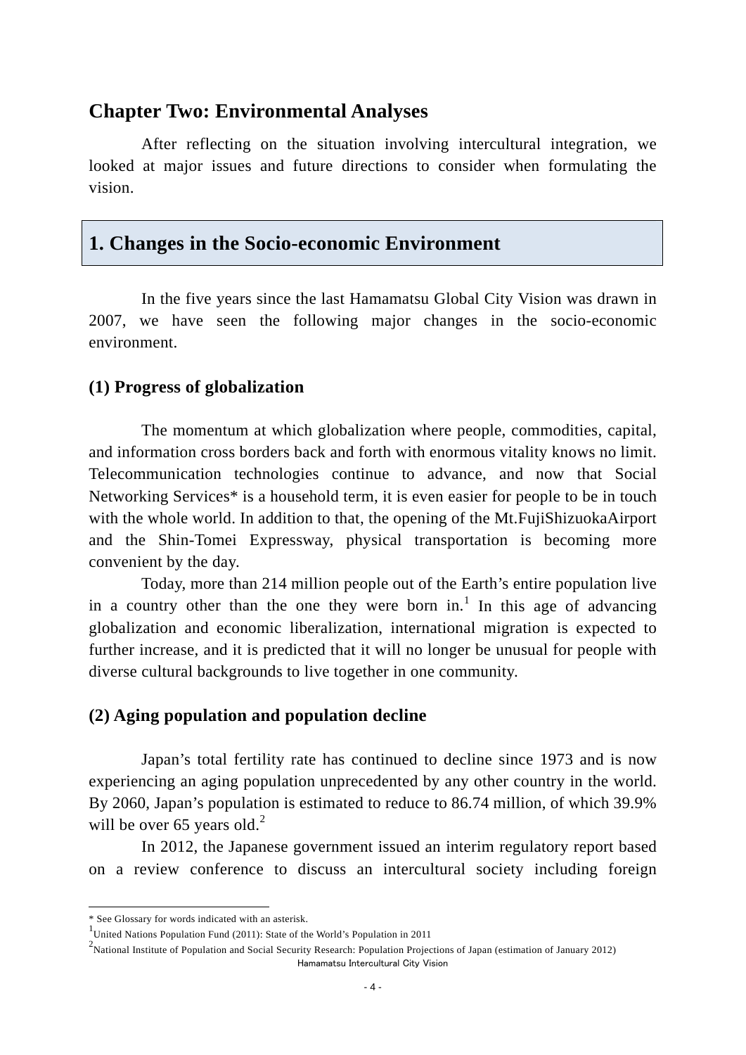# Chapter Two: Environmental Analyses

After reflecting on the situation involving intercultural integration, we looked at major issues and future directions to consider when formulating the vision.

## 1. Changes in the Socio-economic Environment

In the five years since the last Hamamatsu Global City Vision was drawn in 2007, we have seen the following major changes in the socio-economic environment.

### (1) Progress of globalization

The momentum at which globalization where people, commodities, capital, and information cross borders back and forth with enormous vitality knows no limit. Telecommunication technologies continue to advance, and now that Social Networking Services* is a household term, it is even easier for people to be in touch with the whole world. In addition to that, the opening of the Mt.FujiShizuokaAirport and the Shin-Tomei Expressway, physical transportation is becoming more convenient by the day.

Today, more than 214 million people out of the Earth's entire population live in a country other than the one they were born in.[1] In this age of advancing globalization and economic liberalization, international migration is expected to further increase, and it is predicted that it will no longer be unusual for people with diverse cultural backgrounds to live together in one community.

### (2) Aging population and population decline

Japan's total fertility rate has continued to decline since 1973 and is now experiencing an aging population unprecedented by any other country in the world. By 2060, Japan's population is estimated to reduce to 86.74 million, of which 39.9% will be over 65 years old.[2]

In 2012, the Japanese government issued an interim regulatory report based on a review conference to discuss an intercultural society including foreign

---

* See Glossary for words indicated with an asterisk.

[1] United Nations Population Fund (2011): State of the World's Population in 2011

[2] National Institute of Population and Social Security Research: Population Projections of Japan (estimation of January 2012)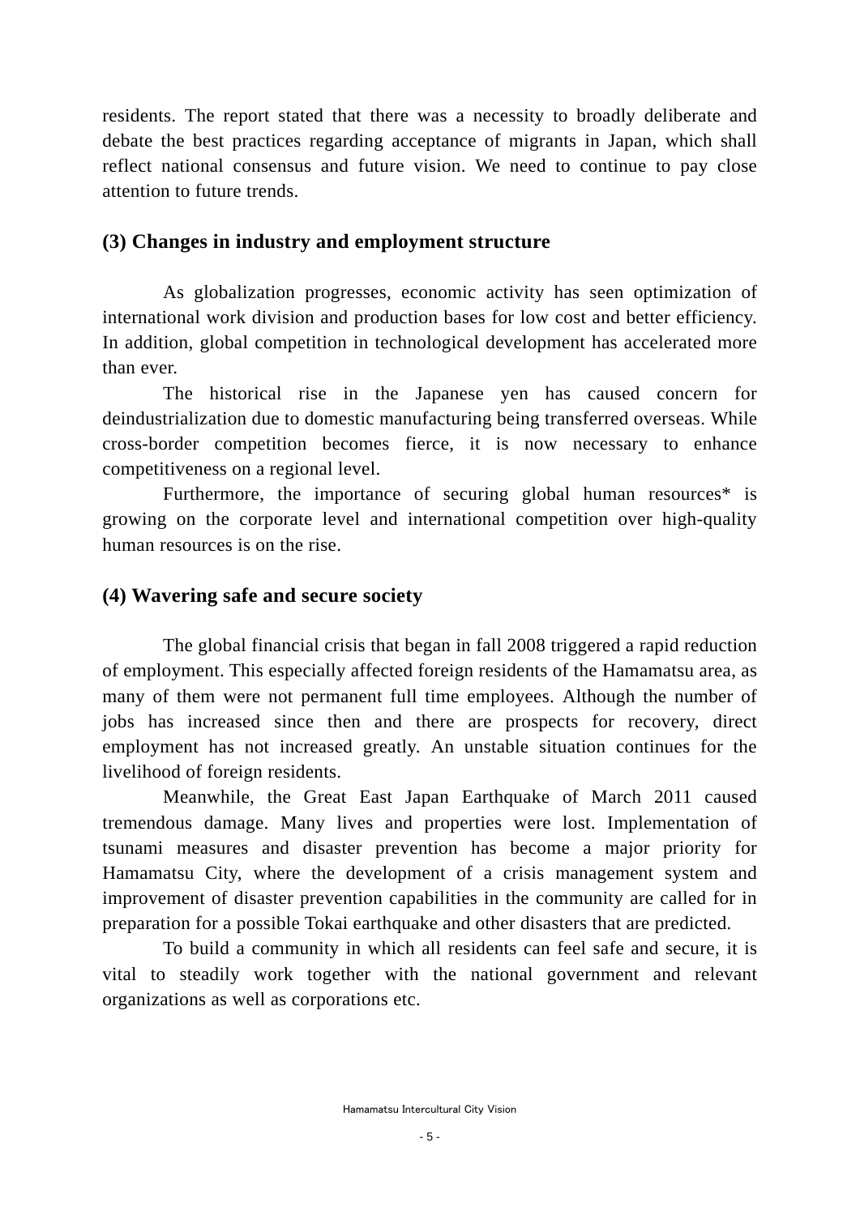residents. The report stated that there was a necessity to broadly deliberate and debate the best practices regarding acceptance of migrants in Japan, which shall reflect national consensus and future vision. We need to continue to pay close attention to future trends.

### (3) Changes in industry and employment structure

As globalization progresses, economic activity has seen optimization of international work division and production bases for low cost and better efficiency. In addition, global competition in technological development has accelerated more than ever.

The historical rise in the Japanese yen has caused concern for deindustrialization due to domestic manufacturing being transferred overseas. While cross-border competition becomes fierce, it is now necessary to enhance competitiveness on a regional level.

Furthermore, the importance of securing global human resources* is growing on the corporate level and international competition over high-quality human resources is on the rise.

### (4) Wavering safe and secure society

The global financial crisis that began in fall 2008 triggered a rapid reduction of employment. This especially affected foreign residents of the Hamamatsu area, as many of them were not permanent full time employees. Although the number of jobs has increased since then and there are prospects for recovery, direct employment has not increased greatly. An unstable situation continues for the livelihood of foreign residents.

Meanwhile, the Great East Japan Earthquake of March 2011 caused tremendous damage. Many lives and properties were lost. Implementation of tsunami measures and disaster prevention has become a major priority for Hamamatsu City, where the development of a crisis management system and improvement of disaster prevention capabilities in the community are called for in preparation for a possible Tokai earthquake and other disasters that are predicted.

To build a community in which all residents can feel safe and secure, it is vital to steadily work together with the national government and relevant organizations as well as corporations etc.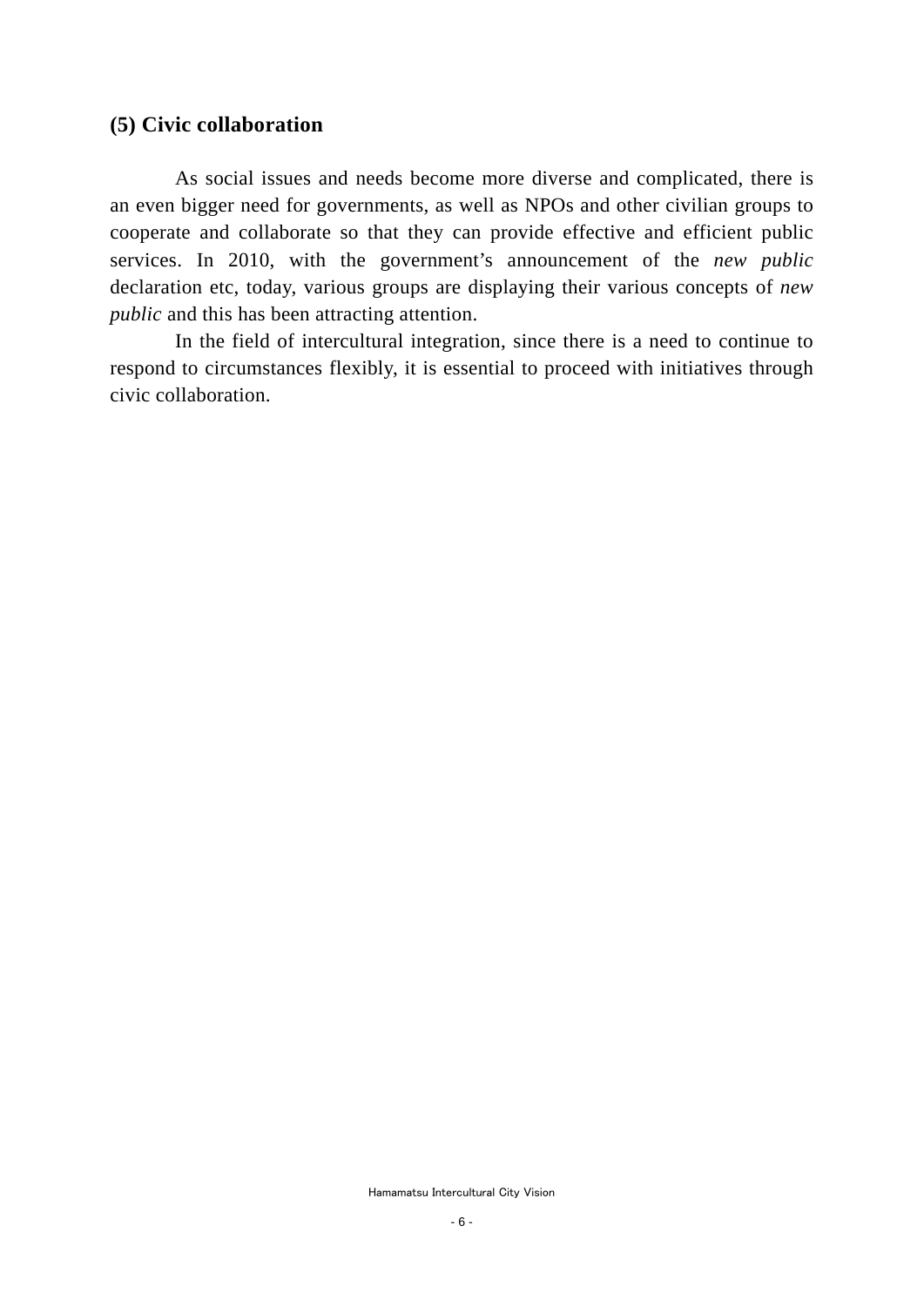### (5) Civic collaboration

As social issues and needs become more diverse and complicated, there is an even bigger need for governments, as well as NPOs and other civilian groups to cooperate and collaborate so that they can provide effective and efficient public services. In 2010, with the government’s announcement of the *new public* declaration etc, today, various groups are displaying their various concepts of *new public* and this has been attracting attention.

In the field of intercultural integration, since there is a need to continue to respond to circumstances flexibly, it is essential to proceed with initiatives through civic collaboration.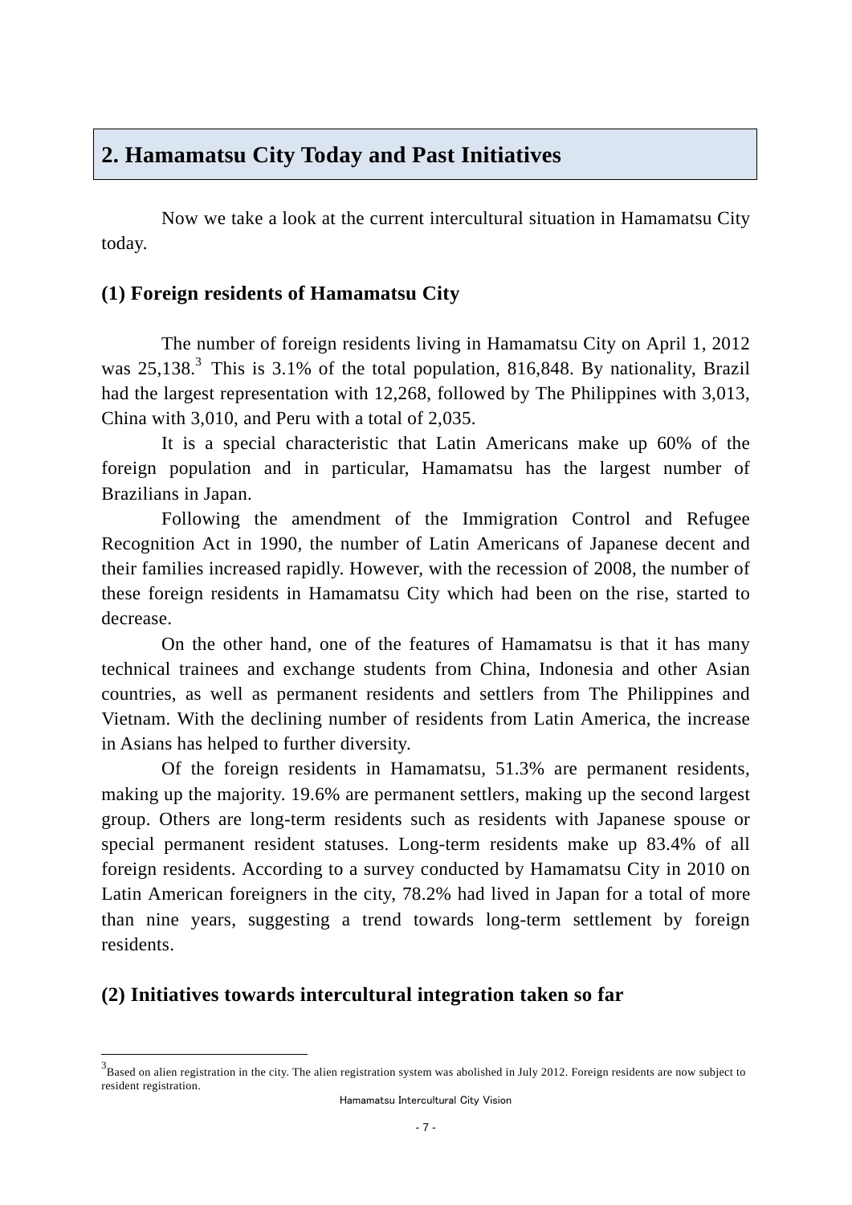## 2. Hamamatsu City Today and Past Initiatives

Now we take a look at the current intercultural situation in Hamamatsu City today.

### (1) Foreign residents of Hamamatsu City

The number of foreign residents living in Hamamatsu City on April 1, 2012 was 25,138.[3] This is 3.1% of the total population, 816,848. By nationality, Brazil had the largest representation with 12,268, followed by The Philippines with 3,013, China with 3,010, and Peru with a total of 2,035.

It is a special characteristic that Latin Americans make up 60% of the foreign population and in particular, Hamamatsu has the largest number of Brazilians in Japan.

Following the amendment of the Immigration Control and Refugee Recognition Act in 1990, the number of Latin Americans of Japanese decent and their families increased rapidly. However, with the recession of 2008, the number of these foreign residents in Hamamatsu City which had been on the rise, started to decrease.

On the other hand, one of the features of Hamamatsu is that it has many technical trainees and exchange students from China, Indonesia and other Asian countries, as well as permanent residents and settlers from The Philippines and Vietnam. With the declining number of residents from Latin America, the increase in Asians has helped to further diversity.

Of the foreign residents in Hamamatsu, 51.3% are permanent residents, making up the majority. 19.6% are permanent settlers, making up the second largest group. Others are long-term residents such as residents with Japanese spouse or special permanent resident statuses. Long-term residents make up 83.4% of all foreign residents. According to a survey conducted by Hamamatsu City in 2010 on Latin American foreigners in the city, 78.2% had lived in Japan for a total of more than nine years, suggesting a trend towards long-term settlement by foreign residents.

### (2) Initiatives towards intercultural integration taken so far

[3] Based on alien registration in the city. The alien registration system was abolished in July 2012. Foreign residents are now subject to resident registration.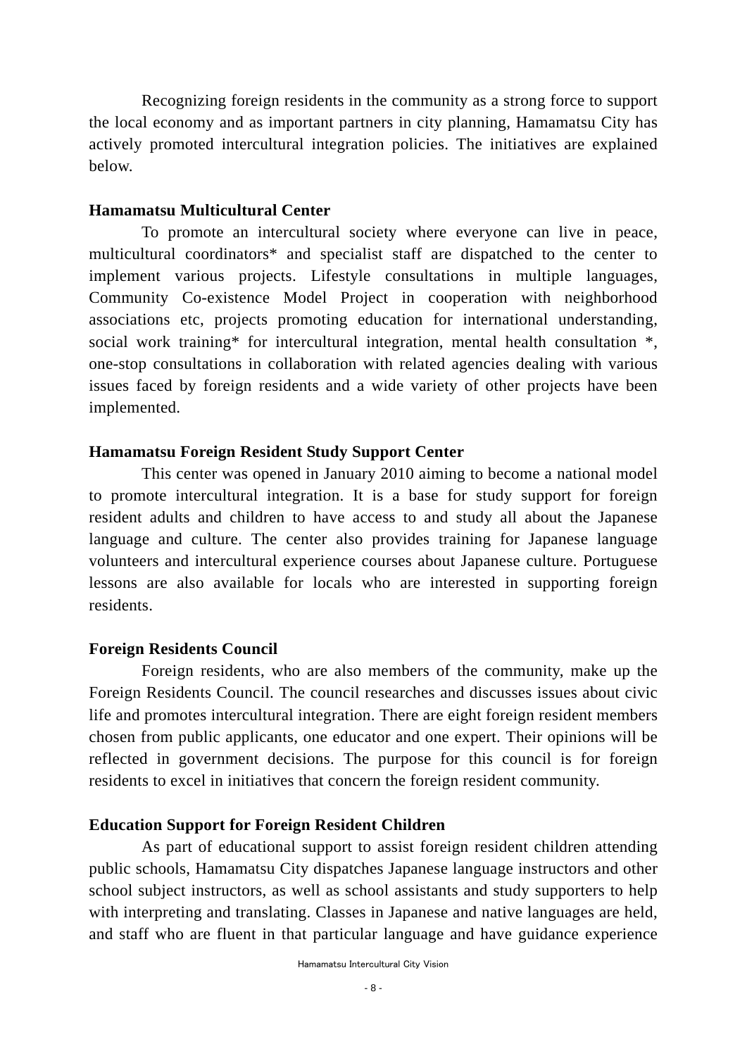Recognizing foreign residents in the community as a strong force to support the local economy and as important partners in city planning, Hamamatsu City has actively promoted intercultural integration policies. The initiatives are explained below.

**Hamamatsu Multicultural Center**

To promote an intercultural society where everyone can live in peace, multicultural coordinators* and specialist staff are dispatched to the center to implement various projects. Lifestyle consultations in multiple languages, Community Co-existence Model Project in cooperation with neighborhood associations etc, projects promoting education for international understanding, social work training* for intercultural integration, mental health consultation *, one-stop consultations in collaboration with related agencies dealing with various issues faced by foreign residents and a wide variety of other projects have been implemented.

**Hamamatsu Foreign Resident Study Support Center**

This center was opened in January 2010 aiming to become a national model to promote intercultural integration. It is a base for study support for foreign resident adults and children to have access to and study all about the Japanese language and culture. The center also provides training for Japanese language volunteers and intercultural experience courses about Japanese culture. Portuguese lessons are also available for locals who are interested in supporting foreign residents.

**Foreign Residents Council**

Foreign residents, who are also members of the community, make up the Foreign Residents Council. The council researches and discusses issues about civic life and promotes intercultural integration. There are eight foreign resident members chosen from public applicants, one educator and one expert. Their opinions will be reflected in government decisions. The purpose for this council is for foreign residents to excel in initiatives that concern the foreign resident community.

**Education Support for Foreign Resident Children**

As part of educational support to assist foreign resident children attending public schools, Hamamatsu City dispatches Japanese language instructors and other school subject instructors, as well as school assistants and study supporters to help with interpreting and translating. Classes in Japanese and native languages are held, and staff who are fluent in that particular language and have guidance experience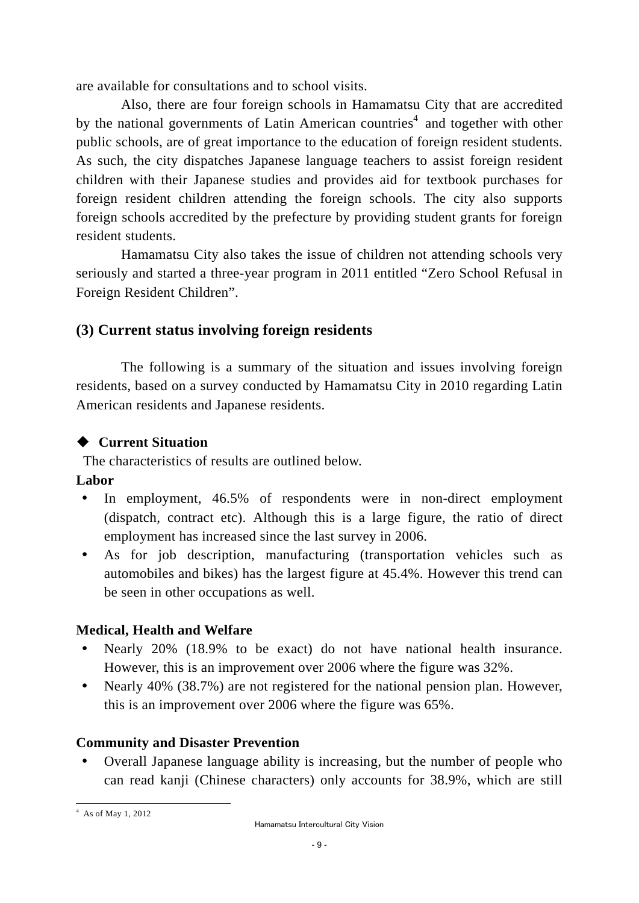are available for consultations and to school visits.

Also, there are four foreign schools in Hamamatsu City that are accredited by the national governments of Latin American countries[4] and together with other public schools, are of great importance to the education of foreign resident students. As such, the city dispatches Japanese language teachers to assist foreign resident children with their Japanese studies and provides aid for textbook purchases for foreign resident children attending the foreign schools. The city also supports foreign schools accredited by the prefecture by providing student grants for foreign resident students.

Hamamatsu City also takes the issue of children not attending schools very seriously and started a three-year program in 2011 entitled "Zero School Refusal in Foreign Resident Children".

### (3) Current status involving foreign residents

The following is a summary of the situation and issues involving foreign residents, based on a survey conducted by Hamamatsu City in 2010 regarding Latin American residents and Japanese residents.

#### ◆ Current Situation

The characteristics of results are outlined below.

**Labor**

- In employment, 46.5% of respondents were in non-direct employment (dispatch, contract etc). Although this is a large figure, the ratio of direct employment has increased since the last survey in 2006.
- As for job description, manufacturing (transportation vehicles such as automobiles and bikes) has the largest figure at 45.4%. However this trend can be seen in other occupations as well.

**Medical, Health and Welfare**

- Nearly 20% (18.9% to be exact) do not have national health insurance. However, this is an improvement over 2006 where the figure was 32%.
- Nearly 40% (38.7%) are not registered for the national pension plan. However, this is an improvement over 2006 where the figure was 65%.

**Community and Disaster Prevention**

- Overall Japanese language ability is increasing, but the number of people who can read kanji (Chinese characters) only accounts for 38.9%, which are still

---

[4] As of May 1, 2012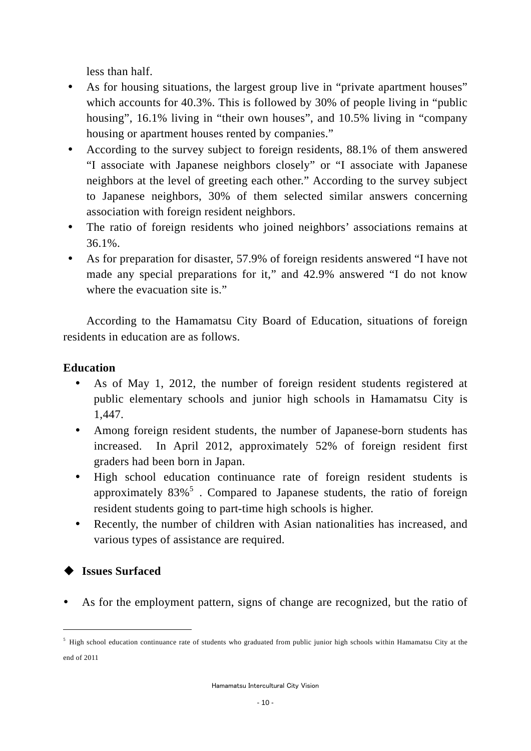less than half.

- As for housing situations, the largest group live in "private apartment houses" which accounts for 40.3%. This is followed by 30% of people living in "public housing", 16.1% living in "their own houses", and 10.5% living in "company housing or apartment houses rented by companies."
- According to the survey subject to foreign residents, 88.1% of them answered "I associate with Japanese neighbors closely" or "I associate with Japanese neighbors at the level of greeting each other." According to the survey subject to Japanese neighbors, 30% of them selected similar answers concerning association with foreign resident neighbors.
- The ratio of foreign residents who joined neighbors' associations remains at 36.1%.
- As for preparation for disaster, 57.9% of foreign residents answered "I have not made any special preparations for it," and 42.9% answered "I do not know where the evacuation site is."

According to the Hamamatsu City Board of Education, situations of foreign residents in education are as follows.

**Education**

- As of May 1, 2012, the number of foreign resident students registered at public elementary schools and junior high schools in Hamamatsu City is 1,447.
- Among foreign resident students, the number of Japanese-born students has increased. In April 2012, approximately 52% of foreign resident first graders had been born in Japan.
- High school education continuance rate of foreign resident students is approximately 83%[5]. Compared to Japanese students, the ratio of foreign resident students going to part-time high schools is higher.
- Recently, the number of children with Asian nationalities has increased, and various types of assistance are required.

### ◆ Issues Surfaced

- As for the employment pattern, signs of change are recognized, but the ratio of

[5] High school education continuance rate of students who graduated from public junior high schools within Hamamatsu City at the end of 2011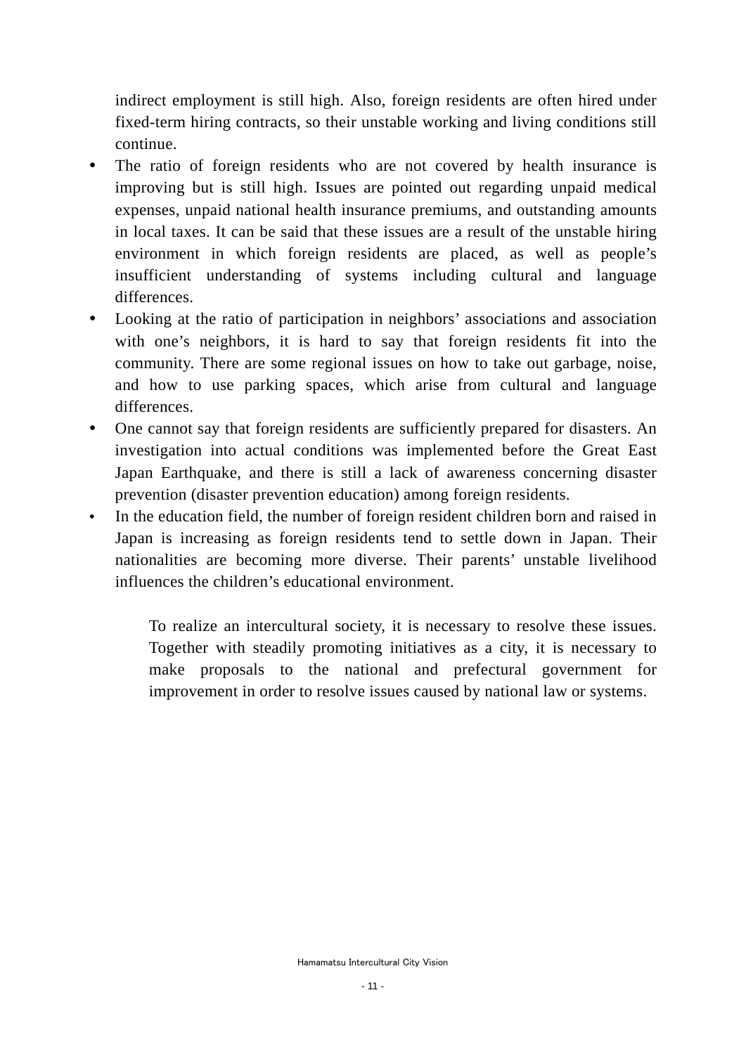indirect employment is still high. Also, foreign residents are often hired under fixed-term hiring contracts, so their unstable working and living conditions still continue.

- The ratio of foreign residents who are not covered by health insurance is improving but is still high. Issues are pointed out regarding unpaid medical expenses, unpaid national health insurance premiums, and outstanding amounts in local taxes. It can be said that these issues are a result of the unstable hiring environment in which foreign residents are placed, as well as people's insufficient understanding of systems including cultural and language differences.
- Looking at the ratio of participation in neighbors' associations and association with one's neighbors, it is hard to say that foreign residents fit into the community. There are some regional issues on how to take out garbage, noise, and how to use parking spaces, which arise from cultural and language differences.
- One cannot say that foreign residents are sufficiently prepared for disasters. An investigation into actual conditions was implemented before the Great East Japan Earthquake, and there is still a lack of awareness concerning disaster prevention (disaster prevention education) among foreign residents.
- In the education field, the number of foreign resident children born and raised in Japan is increasing as foreign residents tend to settle down in Japan. Their nationalities are becoming more diverse. Their parents' unstable livelihood influences the children's educational environment.

To realize an intercultural society, it is necessary to resolve these issues. Together with steadily promoting initiatives as a city, it is necessary to make proposals to the national and prefectural government for improvement in order to resolve issues caused by national law or systems.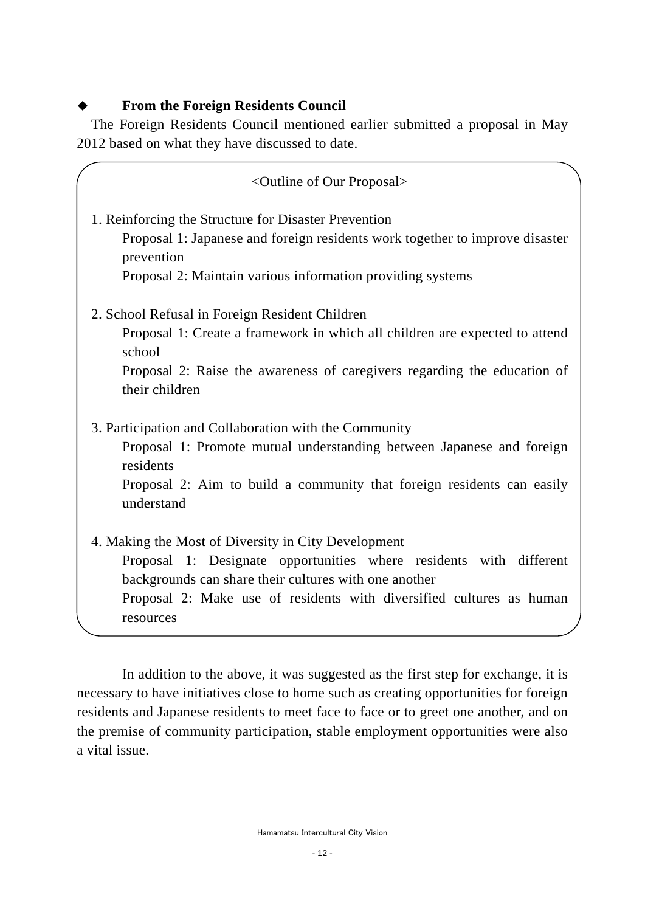### ◆ From the Foreign Residents Council

The Foreign Residents Council mentioned earlier submitted a proposal in May 2012 based on what they have discussed to date.

<Outline of Our Proposal>

1. Reinforcing the Structure for Disaster Prevention
   - Proposal 1: Japanese and foreign residents work together to improve disaster prevention
   - Proposal 2: Maintain various information providing systems

2. School Refusal in Foreign Resident Children
   - Proposal 1: Create a framework in which all children are expected to attend school
   - Proposal 2: Raise the awareness of caregivers regarding the education of their children

3. Participation and Collaboration with the Community
   - Proposal 1: Promote mutual understanding between Japanese and foreign residents
   - Proposal 2: Aim to build a community that foreign residents can easily understand

4. Making the Most of Diversity in City Development
   - Proposal 1: Designate opportunities where residents with different backgrounds can share their cultures with one another
   - Proposal 2: Make use of residents with diversified cultures as human resources

In addition to the above, it was suggested as the first step for exchange, it is necessary to have initiatives close to home such as creating opportunities for foreign residents and Japanese residents to meet face to face or to greet one another, and on the premise of community participation, stable employment opportunities were also a vital issue.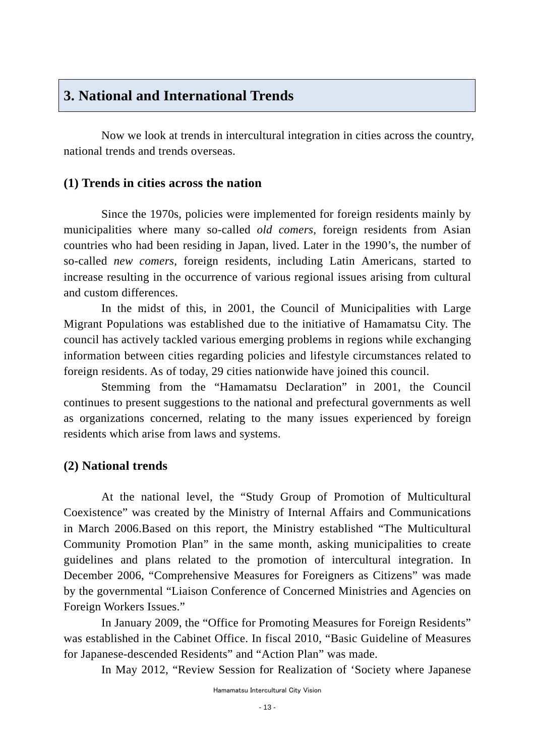# 3. National and International Trends

Now we look at trends in intercultural integration in cities across the country, national trends and trends overseas.

## (1) Trends in cities across the nation

Since the 1970s, policies were implemented for foreign residents mainly by municipalities where many so-called *old comers*, foreign residents from Asian countries who had been residing in Japan, lived. Later in the 1990's, the number of so-called *new comers*, foreign residents, including Latin Americans, started to increase resulting in the occurrence of various regional issues arising from cultural and custom differences.

In the midst of this, in 2001, the Council of Municipalities with Large Migrant Populations was established due to the initiative of Hamamatsu City. The council has actively tackled various emerging problems in regions while exchanging information between cities regarding policies and lifestyle circumstances related to foreign residents. As of today, 29 cities nationwide have joined this council.

Stemming from the "Hamamatsu Declaration" in 2001, the Council continues to present suggestions to the national and prefectural governments as well as organizations concerned, relating to the many issues experienced by foreign residents which arise from laws and systems.

## (2) National trends

At the national level, the "Study Group of Promotion of Multicultural Coexistence" was created by the Ministry of Internal Affairs and Communications in March 2006.Based on this report, the Ministry established "The Multicultural Community Promotion Plan" in the same month, asking municipalities to create guidelines and plans related to the promotion of intercultural integration. In December 2006, "Comprehensive Measures for Foreigners as Citizens" was made by the governmental "Liaison Conference of Concerned Ministries and Agencies on Foreign Workers Issues."

In January 2009, the "Office for Promoting Measures for Foreign Residents" was established in the Cabinet Office. In fiscal 2010, "Basic Guideline of Measures for Japanese-descended Residents" and "Action Plan" was made.

In May 2012, "Review Session for Realization of 'Society where Japanese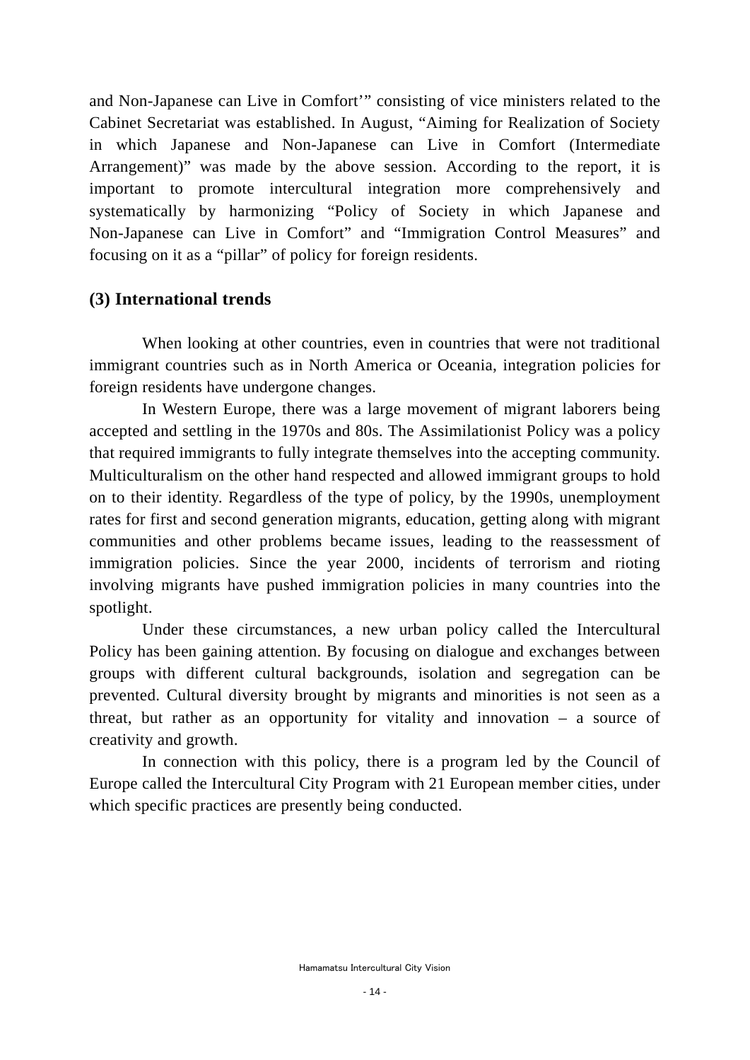and Non-Japanese can Live in Comfort'" consisting of vice ministers related to the Cabinet Secretariat was established. In August, "Aiming for Realization of Society in which Japanese and Non-Japanese can Live in Comfort (Intermediate Arrangement)" was made by the above session. According to the report, it is important to promote intercultural integration more comprehensively and systematically by harmonizing "Policy of Society in which Japanese and Non-Japanese can Live in Comfort" and "Immigration Control Measures" and focusing on it as a "pillar" of policy for foreign residents.

## (3) International trends

When looking at other countries, even in countries that were not traditional immigrant countries such as in North America or Oceania, integration policies for foreign residents have undergone changes.

In Western Europe, there was a large movement of migrant laborers being accepted and settling in the 1970s and 80s. The Assimilationist Policy was a policy that required immigrants to fully integrate themselves into the accepting community. Multiculturalism on the other hand respected and allowed immigrant groups to hold on to their identity. Regardless of the type of policy, by the 1990s, unemployment rates for first and second generation migrants, education, getting along with migrant communities and other problems became issues, leading to the reassessment of immigration policies. Since the year 2000, incidents of terrorism and rioting involving migrants have pushed immigration policies in many countries into the spotlight.

Under these circumstances, a new urban policy called the Intercultural Policy has been gaining attention. By focusing on dialogue and exchanges between groups with different cultural backgrounds, isolation and segregation can be prevented. Cultural diversity brought by migrants and minorities is not seen as a threat, but rather as an opportunity for vitality and innovation – a source of creativity and growth.

In connection with this policy, there is a program led by the Council of Europe called the Intercultural City Program with 21 European member cities, under which specific practices are presently being conducted.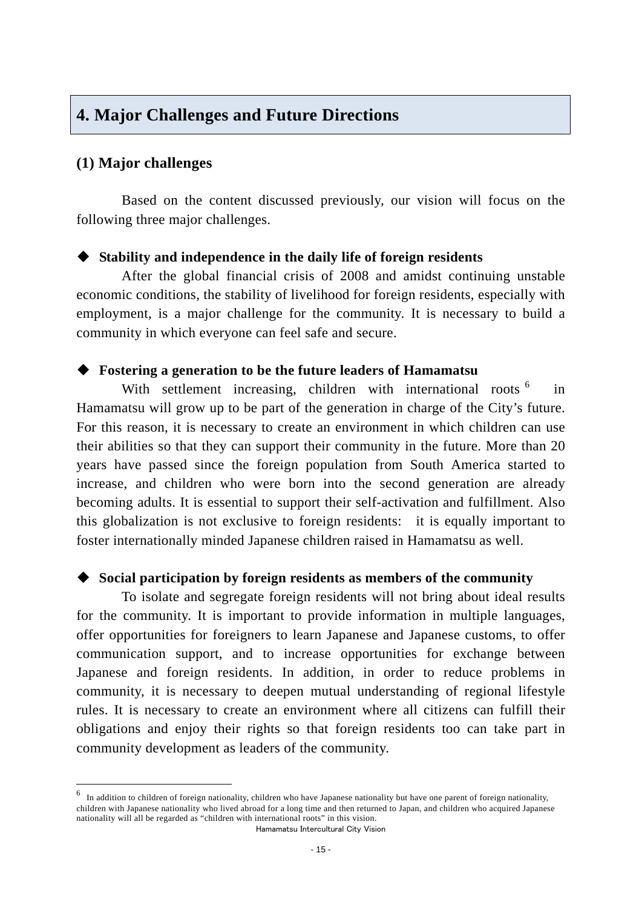# 4. Major Challenges and Future Directions

## (1) Major challenges

Based on the content discussed previously, our vision will focus on the following three major challenges.

◆ **Stability and independence in the daily life of foreign residents**

After the global financial crisis of 2008 and amidst continuing unstable economic conditions, the stability of livelihood for foreign residents, especially with employment, is a major challenge for the community. It is necessary to build a community in which everyone can feel safe and secure.

◆ **Fostering a generation to be the future leaders of Hamamatsu**

With settlement increasing, children with international roots[6] in Hamamatsu will grow up to be part of the generation in charge of the City's future. For this reason, it is necessary to create an environment in which children can use their abilities so that they can support their community in the future. More than 20 years have passed since the foreign population from South America started to increase, and children who were born into the second generation are already becoming adults. It is essential to support their self-activation and fulfillment. Also this globalization is not exclusive to foreign residents: it is equally important to foster internationally minded Japanese children raised in Hamamatsu as well.

◆ **Social participation by foreign residents as members of the community**

To isolate and segregate foreign residents will not bring about ideal results for the community. It is important to provide information in multiple languages, offer opportunities for foreigners to learn Japanese and Japanese customs, to offer communication support, and to increase opportunities for exchange between Japanese and foreign residents. In addition, in order to reduce problems in community, it is necessary to deepen mutual understanding of regional lifestyle rules. It is necessary to create an environment where all citizens can fulfill their obligations and enjoy their rights so that foreign residents too can take part in community development as leaders of the community.

---

[6] In addition to children of foreign nationality, children who have Japanese nationality but have one parent of foreign nationality, children with Japanese nationality who lived abroad for a long time and then returned to Japan, and children who acquired Japanese nationality will all be regarded as "children with international roots" in this vision.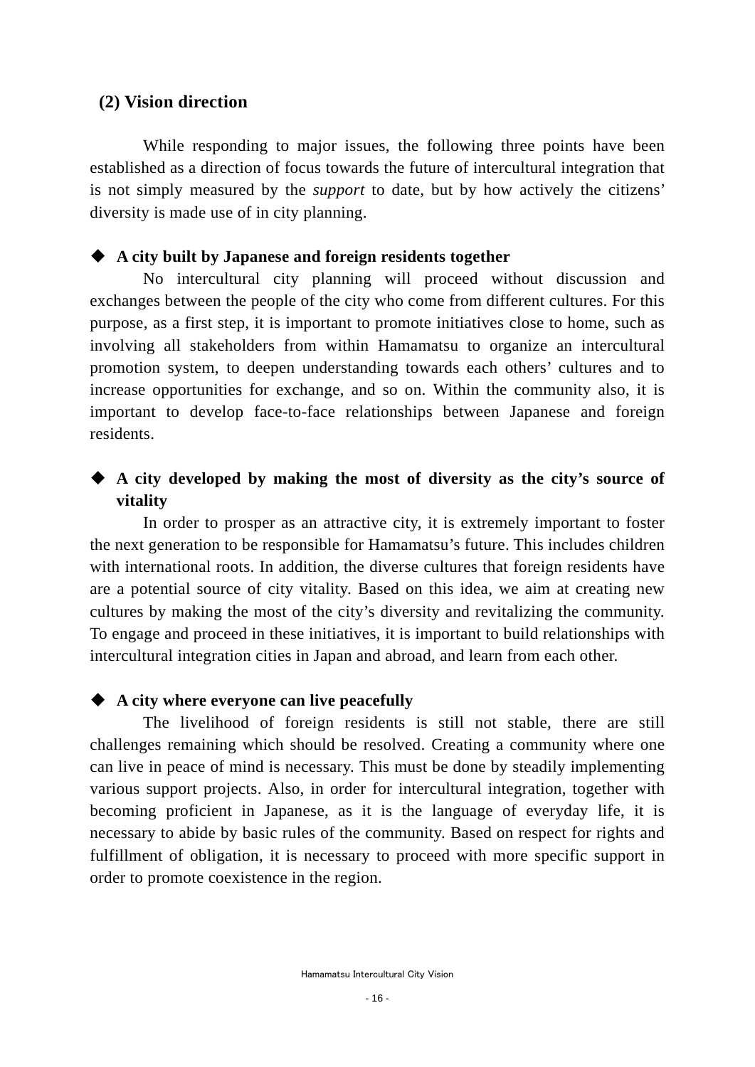## (2) Vision direction

While responding to major issues, the following three points have been established as a direction of focus towards the future of intercultural integration that is not simply measured by the *support* to date, but by how actively the citizens' diversity is made use of in city planning.

◆ **A city built by Japanese and foreign residents together**

No intercultural city planning will proceed without discussion and exchanges between the people of the city who come from different cultures. For this purpose, as a first step, it is important to promote initiatives close to home, such as involving all stakeholders from within Hamamatsu to organize an intercultural promotion system, to deepen understanding towards each others' cultures and to increase opportunities for exchange, and so on. Within the community also, it is important to develop face-to-face relationships between Japanese and foreign residents.

◆ **A city developed by making the most of diversity as the city's source of vitality**

In order to prosper as an attractive city, it is extremely important to foster the next generation to be responsible for Hamamatsu's future. This includes children with international roots. In addition, the diverse cultures that foreign residents have are a potential source of city vitality. Based on this idea, we aim at creating new cultures by making the most of the city's diversity and revitalizing the community. To engage and proceed in these initiatives, it is important to build relationships with intercultural integration cities in Japan and abroad, and learn from each other.

◆ **A city where everyone can live peacefully**

The livelihood of foreign residents is still not stable, there are still challenges remaining which should be resolved. Creating a community where one can live in peace of mind is necessary. This must be done by steadily implementing various support projects. Also, in order for intercultural integration, together with becoming proficient in Japanese, as it is the language of everyday life, it is necessary to abide by basic rules of the community. Based on respect for rights and fulfillment of obligation, it is necessary to proceed with more specific support in order to promote coexistence in the region.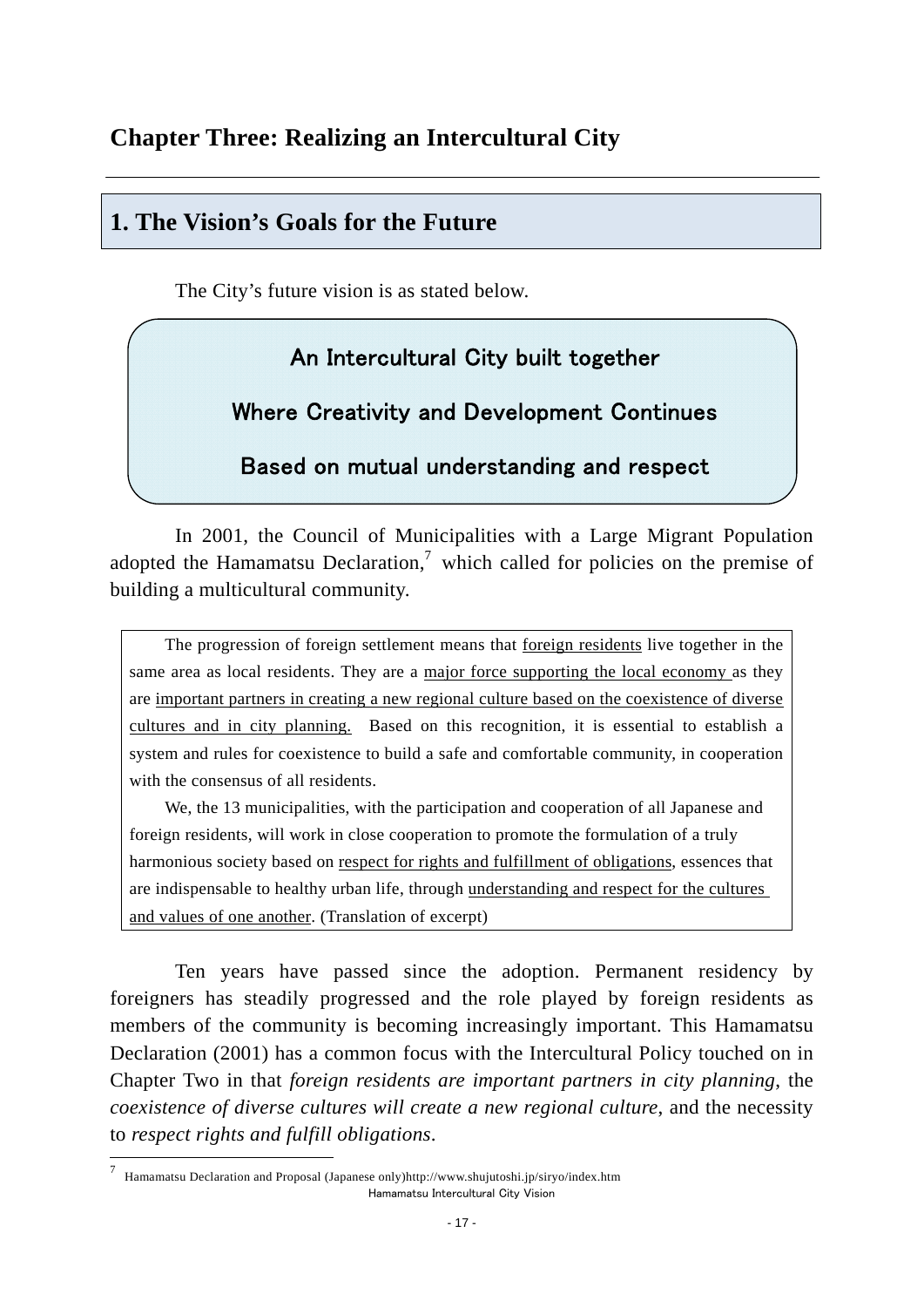# Chapter Three: Realizing an Intercultural City

## 1. The Vision's Goals for the Future

The City's future vision is as stated below.

> **An Intercultural City built together**
>
> **Where Creativity and Development Continues**
>
> **Based on mutual understanding and respect**

In 2001, the Council of Municipalities with a Large Migrant Population adopted the Hamamatsu Declaration,[7] which called for policies on the premise of building a multicultural community.

> The progression of foreign settlement means that foreign residents live together in the same area as local residents. They are a major force supporting the local economy as they are important partners in creating a new regional culture based on the coexistence of diverse cultures and in city planning. Based on this recognition, it is essential to establish a system and rules for coexistence to build a safe and comfortable community, in cooperation with the consensus of all residents.
>
> We, the 13 municipalities, with the participation and cooperation of all Japanese and foreign residents, will work in close cooperation to promote the formulation of a truly harmonious society based on respect for rights and fulfillment of obligations, essences that are indispensable to healthy urban life, through understanding and respect for the cultures and values of one another. (Translation of excerpt)

Ten years have passed since the adoption. Permanent residency by foreigners has steadily progressed and the role played by foreign residents as members of the community is becoming increasingly important. This Hamamatsu Declaration (2001) has a common focus with the Intercultural Policy touched on in Chapter Two in that *foreign residents are important partners in city planning*, the *coexistence of diverse cultures will create a new regional culture*, and the necessity to *respect rights and fulfill obligations*.

---

[7] Hamamatsu Declaration and Proposal (Japanese only)http://www.shujutoshi.jp/siryo/index.htm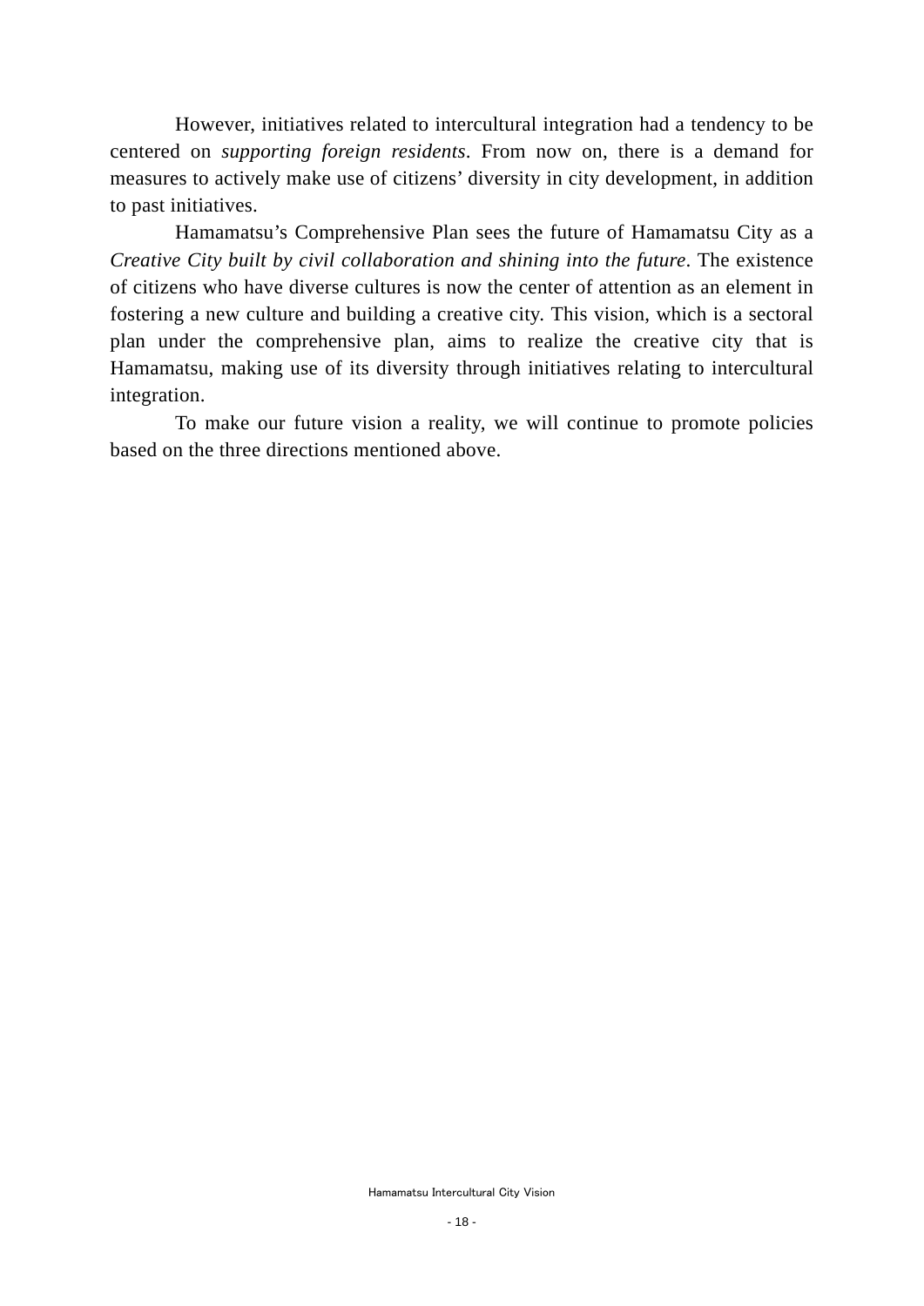However, initiatives related to intercultural integration had a tendency to be centered on *supporting foreign residents*. From now on, there is a demand for measures to actively make use of citizens' diversity in city development, in addition to past initiatives.

Hamamatsu's Comprehensive Plan sees the future of Hamamatsu City as a *Creative City built by civil collaboration and shining into the future*. The existence of citizens who have diverse cultures is now the center of attention as an element in fostering a new culture and building a creative city. This vision, which is a sectoral plan under the comprehensive plan, aims to realize the creative city that is Hamamatsu, making use of its diversity through initiatives relating to intercultural integration.

To make our future vision a reality, we will continue to promote policies based on the three directions mentioned above.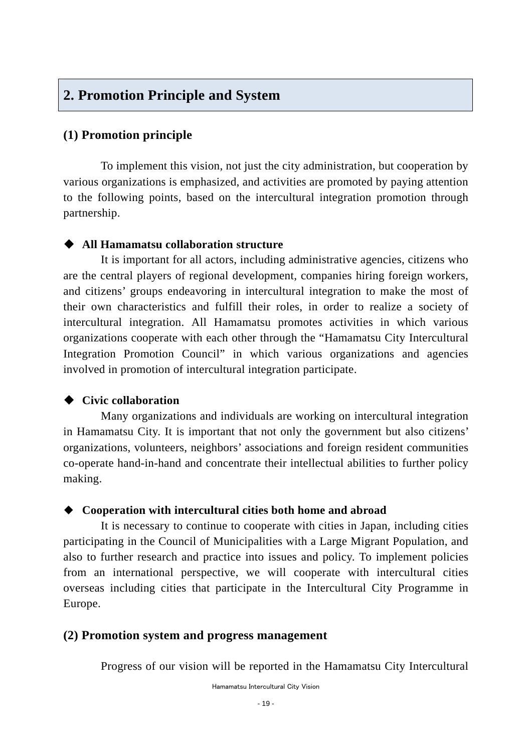## 2. Promotion Principle and System

### (1) Promotion principle

To implement this vision, not just the city administration, but cooperation by various organizations is emphasized, and activities are promoted by paying attention to the following points, based on the intercultural integration promotion through partnership.

◆ **All Hamamatsu collaboration structure**

It is important for all actors, including administrative agencies, citizens who are the central players of regional development, companies hiring foreign workers, and citizens' groups endeavoring in intercultural integration to make the most of their own characteristics and fulfill their roles, in order to realize a society of intercultural integration. All Hamamatsu promotes activities in which various organizations cooperate with each other through the "Hamamatsu City Intercultural Integration Promotion Council" in which various organizations and agencies involved in promotion of intercultural integration participate.

◆ **Civic collaboration**

Many organizations and individuals are working on intercultural integration in Hamamatsu City. It is important that not only the government but also citizens' organizations, volunteers, neighbors' associations and foreign resident communities co-operate hand-in-hand and concentrate their intellectual abilities to further policy making.

◆ **Cooperation with intercultural cities both home and abroad**

It is necessary to continue to cooperate with cities in Japan, including cities participating in the Council of Municipalities with a Large Migrant Population, and also to further research and practice into issues and policy. To implement policies from an international perspective, we will cooperate with intercultural cities overseas including cities that participate in the Intercultural City Programme in Europe.

### (2) Promotion system and progress management

Progress of our vision will be reported in the Hamamatsu City Intercultural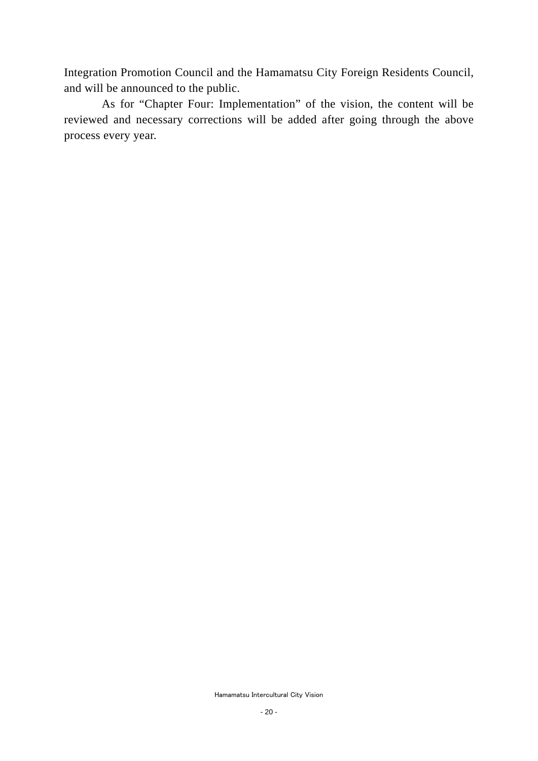Integration Promotion Council and the Hamamatsu City Foreign Residents Council, and will be announced to the public.

As for "Chapter Four: Implementation" of the vision, the content will be reviewed and necessary corrections will be added after going through the above process every year.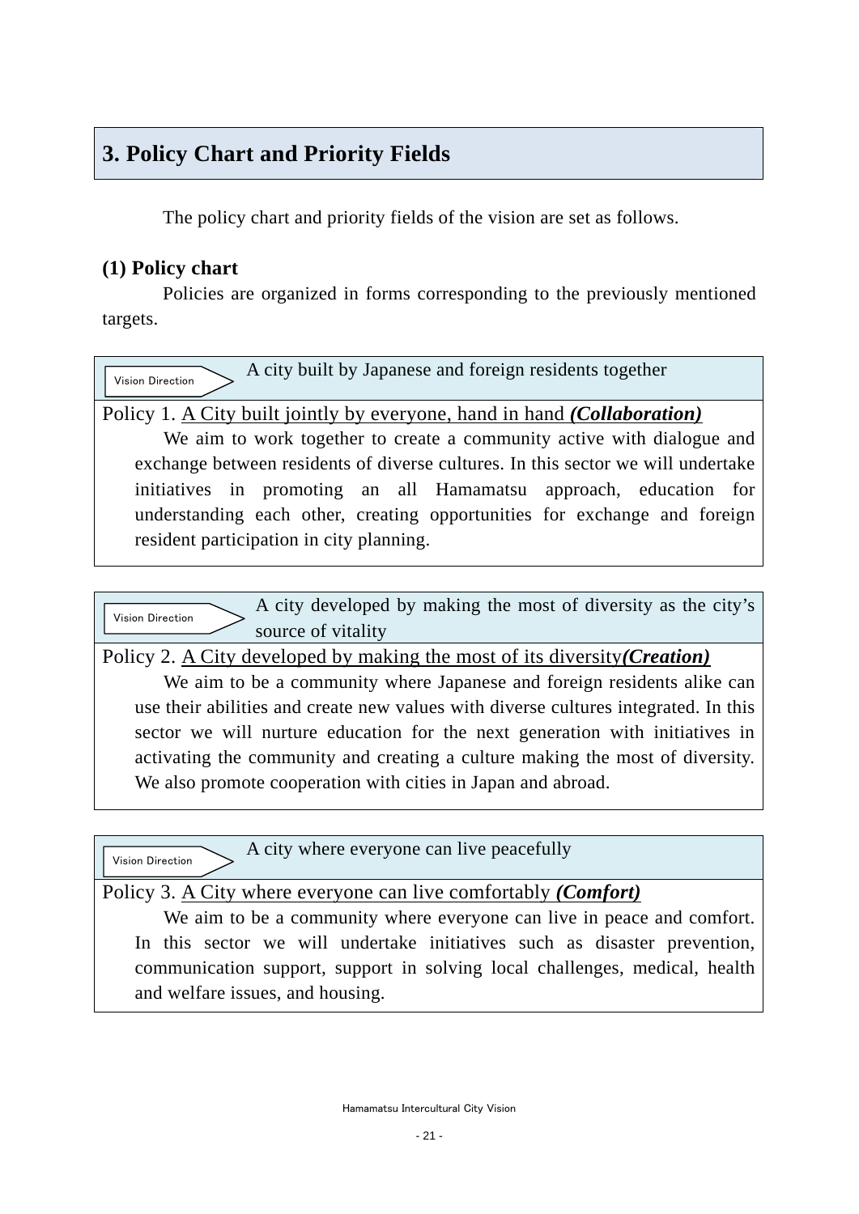## 3. Policy Chart and Priority Fields

The policy chart and priority fields of the vision are set as follows.

### (1) Policy chart

Policies are organized in forms corresponding to the previously mentioned targets.

| Vision Direction: A city built by Japanese and foreign residents together |
|---|
| Policy 1. A City built jointly by everyone, hand in hand ***(Collaboration)***<br>We aim to work together to create a community active with dialogue and exchange between residents of diverse cultures. In this sector we will undertake initiatives in promoting an all Hamamatsu approach, education for understanding each other, creating opportunities for exchange and foreign resident participation in city planning. |

| Vision Direction: A city developed by making the most of diversity as the city's source of vitality |
|---|
| Policy 2. A City developed by making the most of its diversity***(Creation)***<br>We aim to be a community where Japanese and foreign residents alike can use their abilities and create new values with diverse cultures integrated. In this sector we will nurture education for the next generation with initiatives in activating the community and creating a culture making the most of diversity. We also promote cooperation with cities in Japan and abroad. |

| Vision Direction: A city where everyone can live peacefully |
|---|
| Policy 3. A City where everyone can live comfortably ***(Comfort)***<br>We aim to be a community where everyone can live in peace and comfort. In this sector we will undertake initiatives such as disaster prevention, communication support, support in solving local challenges, medical, health and welfare issues, and housing. |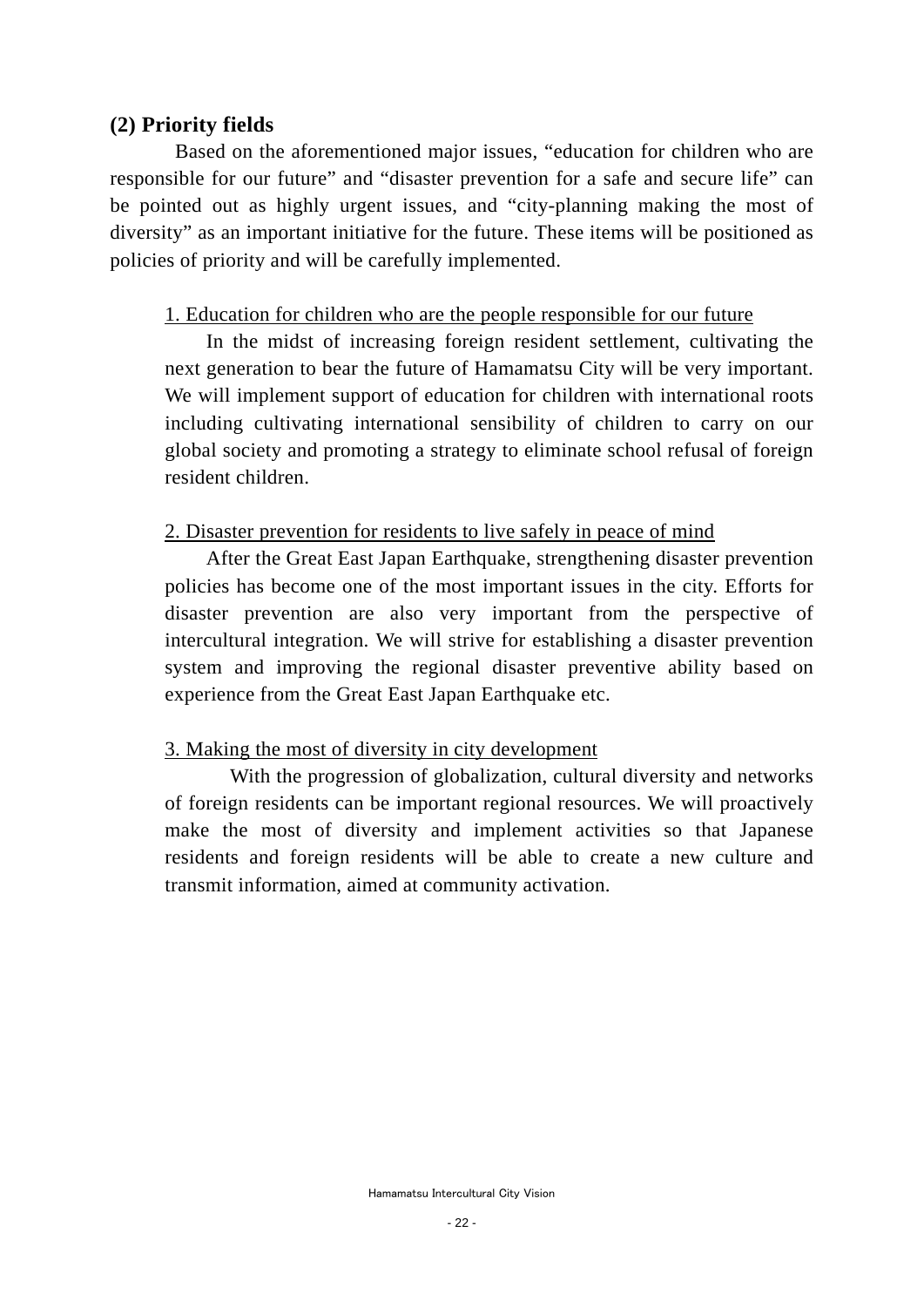## (2) Priority fields

Based on the aforementioned major issues, “education for children who are responsible for our future” and “disaster prevention for a safe and secure life” can be pointed out as highly urgent issues, and “city-planning making the most of diversity” as an important initiative for the future. These items will be positioned as policies of priority and will be carefully implemented.

<u>1. Education for children who are the people responsible for our future</u>

In the midst of increasing foreign resident settlement, cultivating the next generation to bear the future of Hamamatsu City will be very important. We will implement support of education for children with international roots including cultivating international sensibility of children to carry on our global society and promoting a strategy to eliminate school refusal of foreign resident children.

<u>2. Disaster prevention for residents to live safely in peace of mind</u>

After the Great East Japan Earthquake, strengthening disaster prevention policies has become one of the most important issues in the city. Efforts for disaster prevention are also very important from the perspective of intercultural integration. We will strive for establishing a disaster prevention system and improving the regional disaster preventive ability based on experience from the Great East Japan Earthquake etc.

<u>3. Making the most of diversity in city development</u>

With the progression of globalization, cultural diversity and networks of foreign residents can be important regional resources. We will proactively make the most of diversity and implement activities so that Japanese residents and foreign residents will be able to create a new culture and transmit information, aimed at community activation.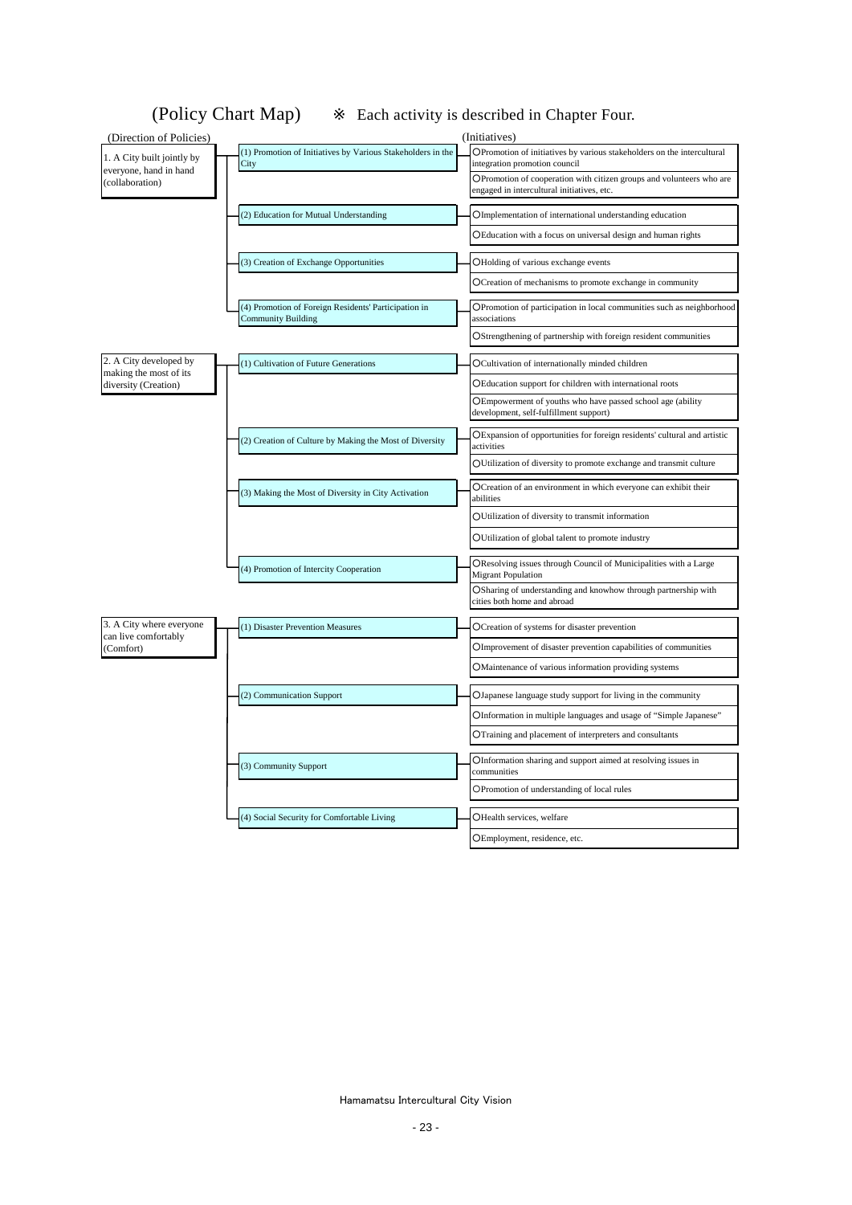# (Policy Chart Map) ※ Each activity is described in Chapter Four.

| (Direction of Policies) | | (Initiatives) |
|---|---|---|
| 1. A City built jointly by everyone, hand in hand (collaboration) | (1) Promotion of Initiatives by Various Stakeholders in the City | ○Promotion of initiatives by various stakeholders on the intercultural integration promotion council |
| | | ○Promotion of cooperation with citizen groups and volunteers who are engaged in intercultural initiatives, etc. |
| | (2) Education for Mutual Understanding | ○Implementation of international understanding education |
| | | ○Education with a focus on universal design and human rights |
| | (3) Creation of Exchange Opportunities | ○Holding of various exchange events |
| | | ○Creation of mechanisms to promote exchange in community |
| | (4) Promotion of Foreign Residents' Participation in Community Building | ○Promotion of participation in local communities such as neighborhood associations |
| | | ○Strengthening of partnership with foreign resident communities |
| 2. A City developed by making the most of its diversity (Creation) | (1) Cultivation of Future Generations | ○Cultivation of internationally minded children |
| | | ○Education support for children with international roots |
| | | ○Empowerment of youths who have passed school age (ability development, self-fulfillment support) |
| | (2) Creation of Culture by Making the Most of Diversity | ○Expansion of opportunities for foreign residents' cultural and artistic activities |
| | | ○Utilization of diversity to promote exchange and transmit culture |
| | (3) Making the Most of Diversity in City Activation | ○Creation of an environment in which everyone can exhibit their abilities |
| | | ○Utilization of diversity to transmit information |
| | | ○Utilization of global talent to promote industry |
| | (4) Promotion of Intercity Cooperation | ○Resolving issues through Council of Municipalities with a Large Migrant Population |
| | | ○Sharing of understanding and knowhow through partnership with cities both home and abroad |
| 3. A City where everyone can live comfortably (Comfort) | (1) Disaster Prevention Measures | ○Creation of systems for disaster prevention |
| | | ○Improvement of disaster prevention capabilities of communities |
| | | ○Maintenance of various information providing systems |
| | (2) Communication Support | ○Japanese language study support for living in the community |
| | | ○Information in multiple languages and usage of "Simple Japanese" |
| | | ○Training and placement of interpreters and consultants |
| | (3) Community Support | ○Information sharing and support aimed at resolving issues in communities |
| | | ○Promotion of understanding of local rules |
| | (4) Social Security for Comfortable Living | ○Health services, welfare |
| | | ○Employment, residence, etc. |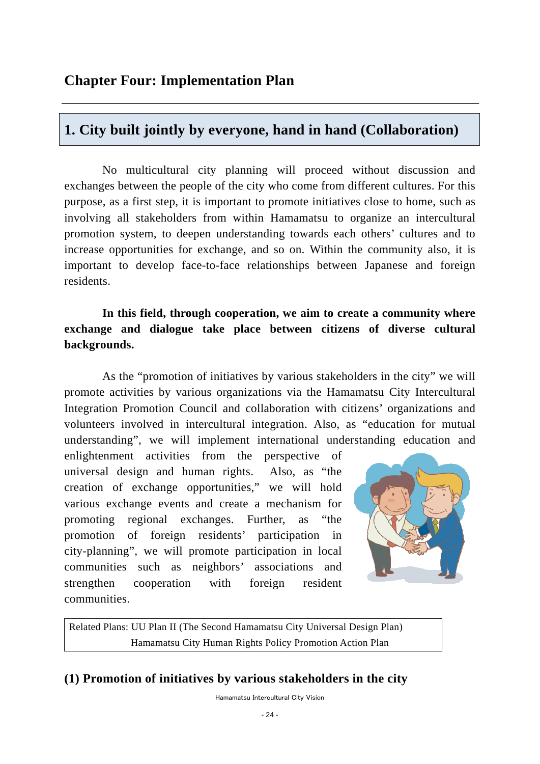# Chapter Four: Implementation Plan

## 1. City built jointly by everyone, hand in hand (Collaboration)

No multicultural city planning will proceed without discussion and exchanges between the people of the city who come from different cultures. For this purpose, as a first step, it is important to promote initiatives close to home, such as involving all stakeholders from within Hamamatsu to organize an intercultural promotion system, to deepen understanding towards each others' cultures and to increase opportunities for exchange, and so on. Within the community also, it is important to develop face-to-face relationships between Japanese and foreign residents.

**In this field, through cooperation, we aim to create a community where exchange and dialogue take place between citizens of diverse cultural backgrounds.**

As the "promotion of initiatives by various stakeholders in the city" we will promote activities by various organizations via the Hamamatsu City Intercultural Integration Promotion Council and collaboration with citizens' organizations and volunteers involved in intercultural integration. Also, as "education for mutual understanding", we will implement international understanding education and enlightenment activities from the perspective of universal design and human rights. Also, as "the creation of exchange opportunities," we will hold various exchange events and create a mechanism for promoting regional exchanges. Further, as "the promotion of foreign residents' participation in city-planning", we will promote participation in local communities such as neighbors' associations and strengthen cooperation with foreign resident communities.

Related Plans: UU Plan II (The Second Hamamatsu City Universal Design Plan)
Hamamatsu City Human Rights Policy Promotion Action Plan

### (1) Promotion of initiatives by various stakeholders in the city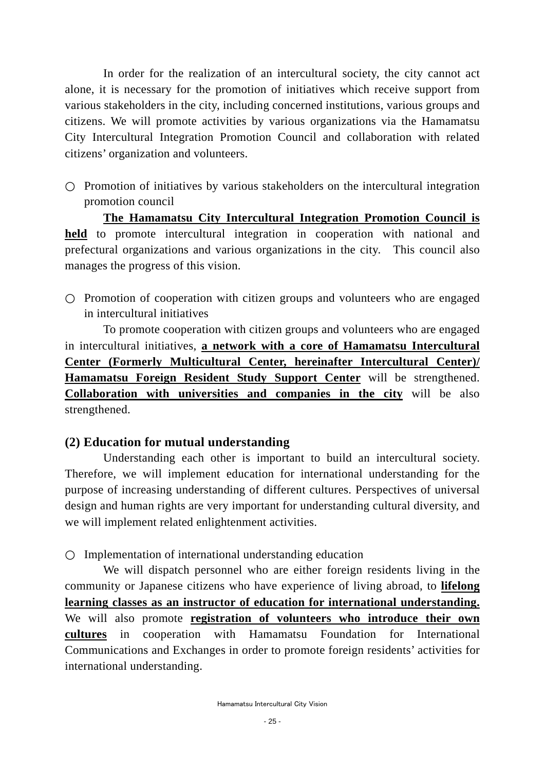In order for the realization of an intercultural society, the city cannot act alone, it is necessary for the promotion of initiatives which receive support from various stakeholders in the city, including concerned institutions, various groups and citizens. We will promote activities by various organizations via the Hamamatsu City Intercultural Integration Promotion Council and collaboration with related citizens' organization and volunteers.

○ Promotion of initiatives by various stakeholders on the intercultural integration promotion council

**The Hamamatsu City Intercultural Integration Promotion Council is held** to promote intercultural integration in cooperation with national and prefectural organizations and various organizations in the city. This council also manages the progress of this vision.

○ Promotion of cooperation with citizen groups and volunteers who are engaged in intercultural initiatives

To promote cooperation with citizen groups and volunteers who are engaged in intercultural initiatives, **a network with a core of Hamamatsu Intercultural Center (Formerly Multicultural Center, hereinafter Intercultural Center)/ Hamamatsu Foreign Resident Study Support Center** will be strengthened. **Collaboration with universities and companies in the city** will be also strengthened.

### (2) Education for mutual understanding

Understanding each other is important to build an intercultural society. Therefore, we will implement education for international understanding for the purpose of increasing understanding of different cultures. Perspectives of universal design and human rights are very important for understanding cultural diversity, and we will implement related enlightenment activities.

○ Implementation of international understanding education

We will dispatch personnel who are either foreign residents living in the community or Japanese citizens who have experience of living abroad, to **lifelong learning classes as an instructor of education for international understanding.** We will also promote **registration of volunteers who introduce their own cultures** in cooperation with Hamamatsu Foundation for International Communications and Exchanges in order to promote foreign residents' activities for international understanding.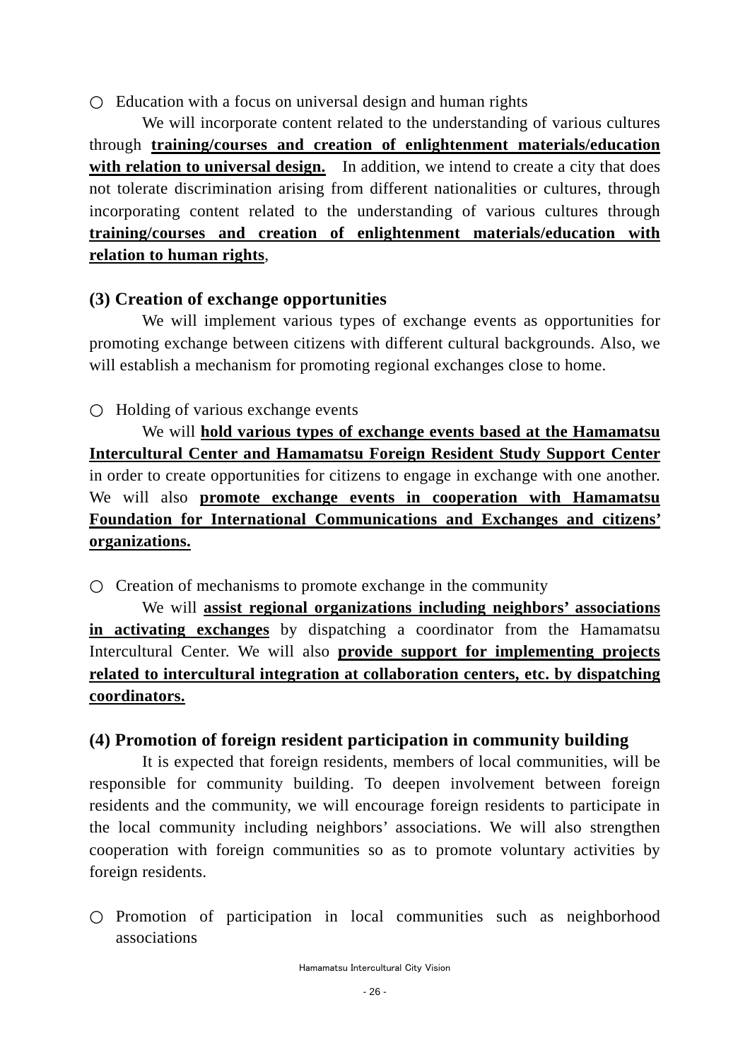○ Education with a focus on universal design and human rights

We will incorporate content related to the understanding of various cultures through **training/courses and creation of enlightenment materials/education with relation to universal design.** In addition, we intend to create a city that does not tolerate discrimination arising from different nationalities or cultures, through incorporating content related to the understanding of various cultures through **training/courses and creation of enlightenment materials/education with relation to human rights**,

### (3) Creation of exchange opportunities

We will implement various types of exchange events as opportunities for promoting exchange between citizens with different cultural backgrounds. Also, we will establish a mechanism for promoting regional exchanges close to home.

○ Holding of various exchange events

We will **hold various types of exchange events based at the Hamamatsu Intercultural Center and Hamamatsu Foreign Resident Study Support Center** in order to create opportunities for citizens to engage in exchange with one another. We will also **promote exchange events in cooperation with Hamamatsu Foundation for International Communications and Exchanges and citizens' organizations.**

○ Creation of mechanisms to promote exchange in the community

We will **assist regional organizations including neighbors' associations in activating exchanges** by dispatching a coordinator from the Hamamatsu Intercultural Center. We will also **provide support for implementing projects related to intercultural integration at collaboration centers, etc. by dispatching coordinators.**

### (4) Promotion of foreign resident participation in community building

It is expected that foreign residents, members of local communities, will be responsible for community building. To deepen involvement between foreign residents and the community, we will encourage foreign residents to participate in the local community including neighbors' associations. We will also strengthen cooperation with foreign communities so as to promote voluntary activities by foreign residents.

○ Promotion of participation in local communities such as neighborhood associations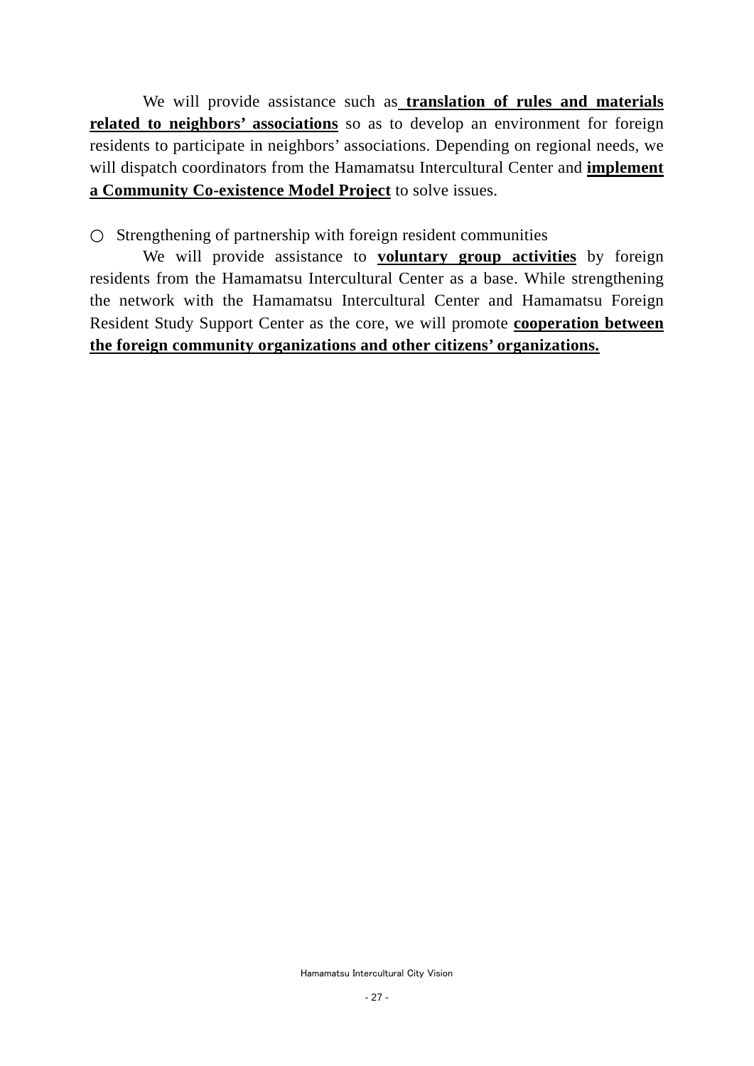We will provide assistance such as **translation of rules and materials related to neighbors' associations** so as to develop an environment for foreign residents to participate in neighbors' associations. Depending on regional needs, we will dispatch coordinators from the Hamamatsu Intercultural Center and **implement a Community Co-existence Model Project** to solve issues.

○ Strengthening of partnership with foreign resident communities

We will provide assistance to **voluntary group activities** by foreign residents from the Hamamatsu Intercultural Center as a base. While strengthening the network with the Hamamatsu Intercultural Center and Hamamatsu Foreign Resident Study Support Center as the core, we will promote **cooperation between the foreign community organizations and other citizens' organizations.**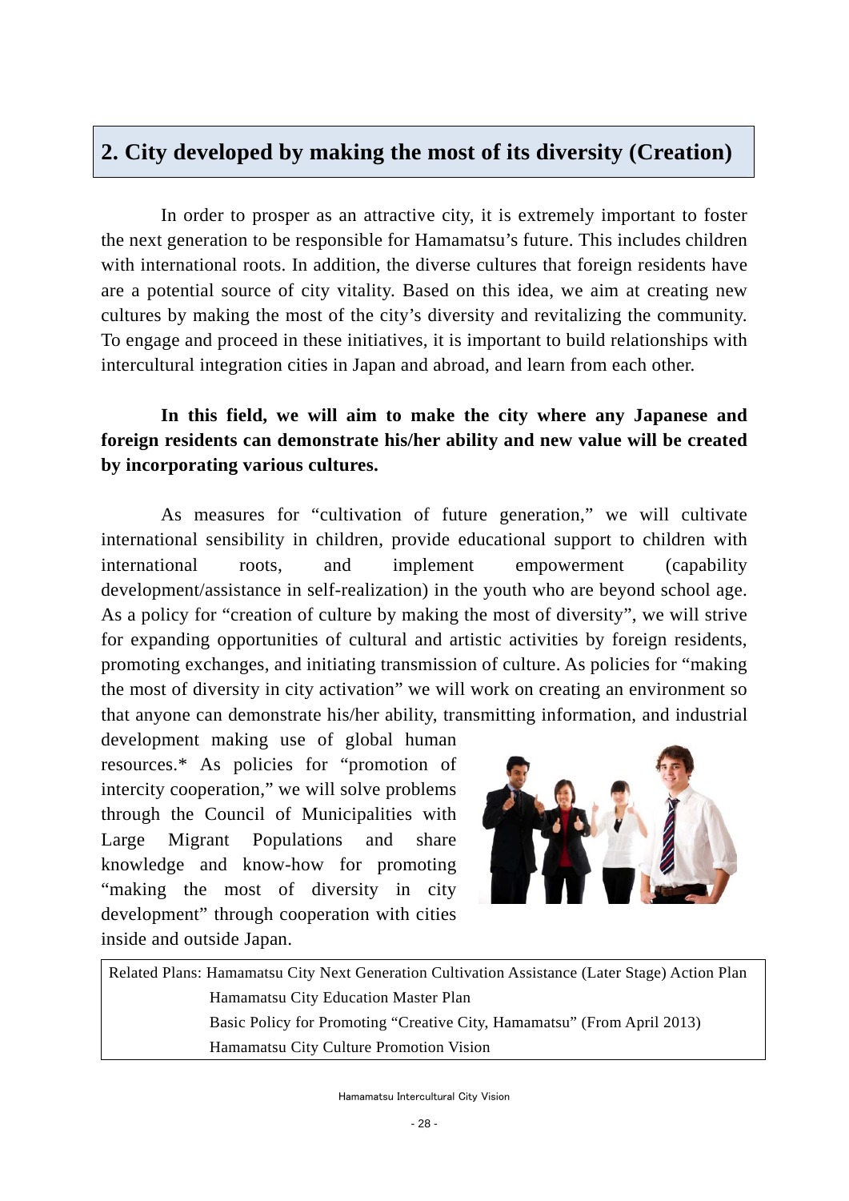## 2. City developed by making the most of its diversity (Creation)

In order to prosper as an attractive city, it is extremely important to foster the next generation to be responsible for Hamamatsu's future. This includes children with international roots. In addition, the diverse cultures that foreign residents have are a potential source of city vitality. Based on this idea, we aim at creating new cultures by making the most of the city's diversity and revitalizing the community. To engage and proceed in these initiatives, it is important to build relationships with intercultural integration cities in Japan and abroad, and learn from each other.

**In this field, we will aim to make the city where any Japanese and foreign residents can demonstrate his/her ability and new value will be created by incorporating various cultures.**

As measures for "cultivation of future generation," we will cultivate international sensibility in children, provide educational support to children with international roots, and implement empowerment (capability development/assistance in self-realization) in the youth who are beyond school age. As a policy for "creation of culture by making the most of diversity", we will strive for expanding opportunities of cultural and artistic activities by foreign residents, promoting exchanges, and initiating transmission of culture. As policies for "making the most of diversity in city activation" we will work on creating an environment so that anyone can demonstrate his/her ability, transmitting information, and industrial development making use of global human resources.* As policies for "promotion of intercity cooperation," we will solve problems through the Council of Municipalities with Large Migrant Populations and share knowledge and know-how for promoting "making the most of diversity in city development" through cooperation with cities inside and outside Japan.

| Related Plans: | Hamamatsu City Next Generation Cultivation Assistance (Later Stage) Action Plan |
|---|---|
| | Hamamatsu City Education Master Plan |
| | Basic Policy for Promoting "Creative City, Hamamatsu" (From April 2013) |
| | Hamamatsu City Culture Promotion Vision |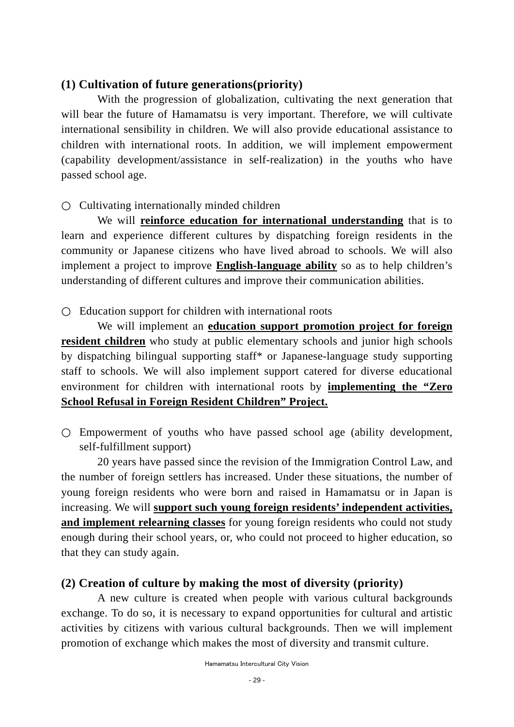### (1) Cultivation of future generations(priority)

With the progression of globalization, cultivating the next generation that will bear the future of Hamamatsu is very important. Therefore, we will cultivate international sensibility in children. We will also provide educational assistance to children with international roots. In addition, we will implement empowerment (capability development/assistance in self-realization) in the youths who have passed school age.

○ Cultivating internationally minded children

We will **reinforce education for international understanding** that is to learn and experience different cultures by dispatching foreign residents in the community or Japanese citizens who have lived abroad to schools. We will also implement a project to improve **English-language ability** so as to help children's understanding of different cultures and improve their communication abilities.

○ Education support for children with international roots

We will implement an **education support promotion project for foreign resident children** who study at public elementary schools and junior high schools by dispatching bilingual supporting staff* or Japanese-language study supporting staff to schools. We will also implement support catered for diverse educational environment for children with international roots by **implementing the "Zero School Refusal in Foreign Resident Children" Project.**

○ Empowerment of youths who have passed school age (ability development, self-fulfillment support)

20 years have passed since the revision of the Immigration Control Law, and the number of foreign settlers has increased. Under these situations, the number of young foreign residents who were born and raised in Hamamatsu or in Japan is increasing. We will **support such young foreign residents' independent activities, and implement relearning classes** for young foreign residents who could not study enough during their school years, or, who could not proceed to higher education, so that they can study again.

### (2) Creation of culture by making the most of diversity (priority)

A new culture is created when people with various cultural backgrounds exchange. To do so, it is necessary to expand opportunities for cultural and artistic activities by citizens with various cultural backgrounds. Then we will implement promotion of exchange which makes the most of diversity and transmit culture.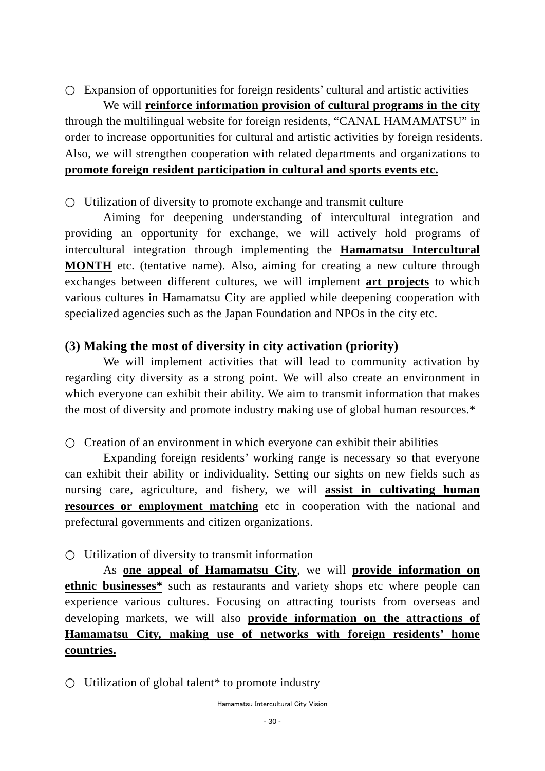○ Expansion of opportunities for foreign residents' cultural and artistic activities

We will **reinforce information provision of cultural programs in the city** through the multilingual website for foreign residents, "CANAL HAMAMATSU" in order to increase opportunities for cultural and artistic activities by foreign residents. Also, we will strengthen cooperation with related departments and organizations to **promote foreign resident participation in cultural and sports events etc.**

○ Utilization of diversity to promote exchange and transmit culture

Aiming for deepening understanding of intercultural integration and providing an opportunity for exchange, we will actively hold programs of intercultural integration through implementing the **Hamamatsu Intercultural MONTH** etc. (tentative name). Also, aiming for creating a new culture through exchanges between different cultures, we will implement **art projects** to which various cultures in Hamamatsu City are applied while deepening cooperation with specialized agencies such as the Japan Foundation and NPOs in the city etc.

### (3) Making the most of diversity in city activation (priority)

We will implement activities that will lead to community activation by regarding city diversity as a strong point. We will also create an environment in which everyone can exhibit their ability. We aim to transmit information that makes the most of diversity and promote industry making use of global human resources.*

○ Creation of an environment in which everyone can exhibit their abilities

Expanding foreign residents' working range is necessary so that everyone can exhibit their ability or individuality. Setting our sights on new fields such as nursing care, agriculture, and fishery, we will **assist in cultivating human resources or employment matching** etc in cooperation with the national and prefectural governments and citizen organizations.

○ Utilization of diversity to transmit information

As **one appeal of Hamamatsu City**, we will **provide information on ethnic businesses*** such as restaurants and variety shops etc where people can experience various cultures. Focusing on attracting tourists from overseas and developing markets, we will also **provide information on the attractions of Hamamatsu City, making use of networks with foreign residents' home countries.**

○ Utilization of global talent* to promote industry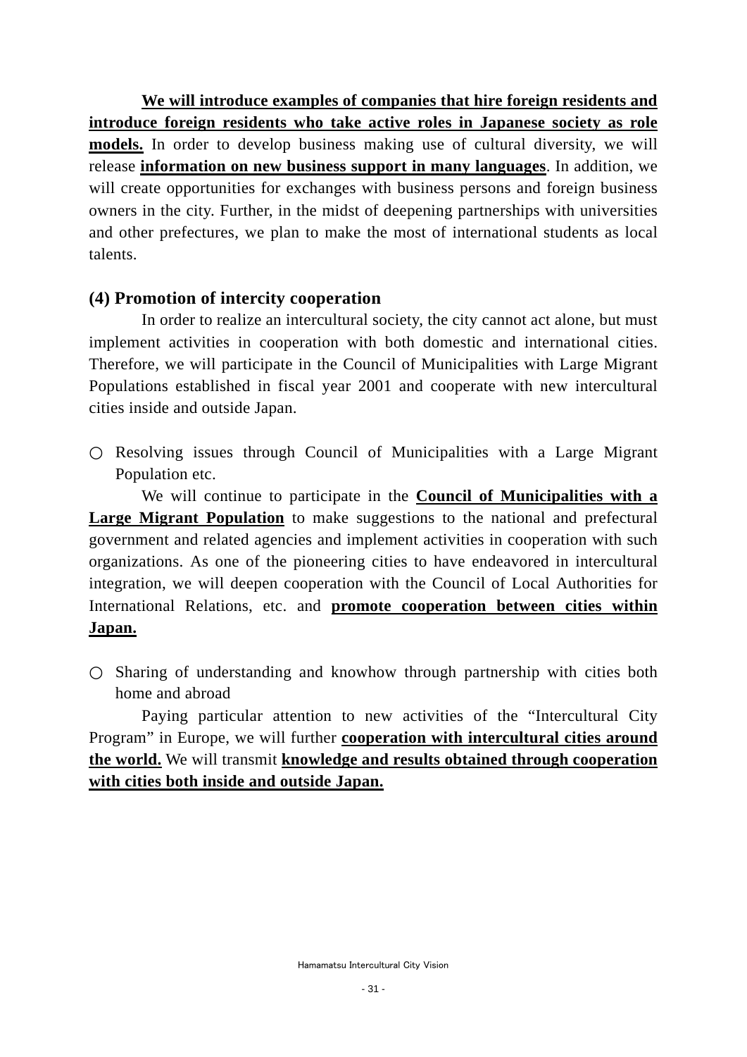**We will introduce examples of companies that hire foreign residents and introduce foreign residents who take active roles in Japanese society as role models.** In order to develop business making use of cultural diversity, we will release **information on new business support in many languages**. In addition, we will create opportunities for exchanges with business persons and foreign business owners in the city. Further, in the midst of deepening partnerships with universities and other prefectures, we plan to make the most of international students as local talents.

### (4) Promotion of intercity cooperation

In order to realize an intercultural society, the city cannot act alone, but must implement activities in cooperation with both domestic and international cities. Therefore, we will participate in the Council of Municipalities with Large Migrant Populations established in fiscal year 2001 and cooperate with new intercultural cities inside and outside Japan.

○ Resolving issues through Council of Municipalities with a Large Migrant Population etc.

We will continue to participate in the **Council of Municipalities with a Large Migrant Population** to make suggestions to the national and prefectural government and related agencies and implement activities in cooperation with such organizations. As one of the pioneering cities to have endeavored in intercultural integration, we will deepen cooperation with the Council of Local Authorities for International Relations, etc. and **promote cooperation between cities within Japan.**

○ Sharing of understanding and knowhow through partnership with cities both home and abroad

Paying particular attention to new activities of the “Intercultural City Program” in Europe, we will further **cooperation with intercultural cities around the world.** We will transmit **knowledge and results obtained through cooperation with cities both inside and outside Japan.**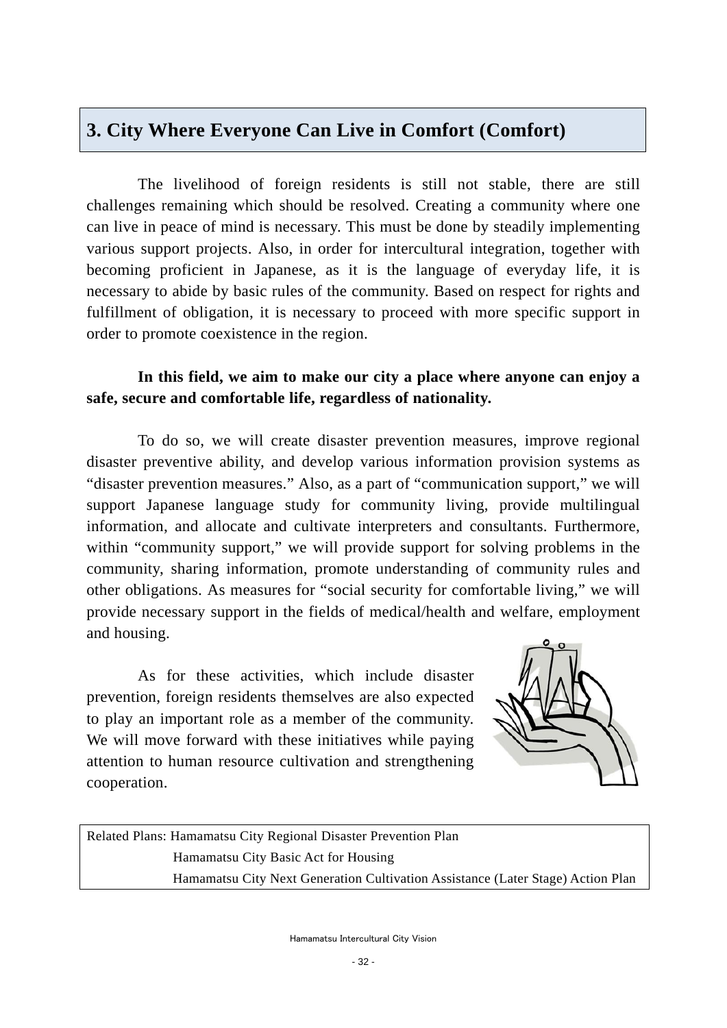## 3. City Where Everyone Can Live in Comfort (Comfort)

The livelihood of foreign residents is still not stable, there are still challenges remaining which should be resolved. Creating a community where one can live in peace of mind is necessary. This must be done by steadily implementing various support projects. Also, in order for intercultural integration, together with becoming proficient in Japanese, as it is the language of everyday life, it is necessary to abide by basic rules of the community. Based on respect for rights and fulfillment of obligation, it is necessary to proceed with more specific support in order to promote coexistence in the region.

**In this field, we aim to make our city a place where anyone can enjoy a safe, secure and comfortable life, regardless of nationality.**

To do so, we will create disaster prevention measures, improve regional disaster preventive ability, and develop various information provision systems as “disaster prevention measures.” Also, as a part of “communication support,” we will support Japanese language study for community living, provide multilingual information, and allocate and cultivate interpreters and consultants. Furthermore, within “community support,” we will provide support for solving problems in the community, sharing information, promote understanding of community rules and other obligations. As measures for “social security for comfortable living,” we will provide necessary support in the fields of medical/health and welfare, employment and housing.

As for these activities, which include disaster prevention, foreign residents themselves are also expected to play an important role as a member of the community. We will move forward with these initiatives while paying attention to human resource cultivation and strengthening cooperation.

Related Plans: Hamamatsu City Regional Disaster Prevention Plan
Hamamatsu City Basic Act for Housing
Hamamatsu City Next Generation Cultivation Assistance (Later Stage) Action Plan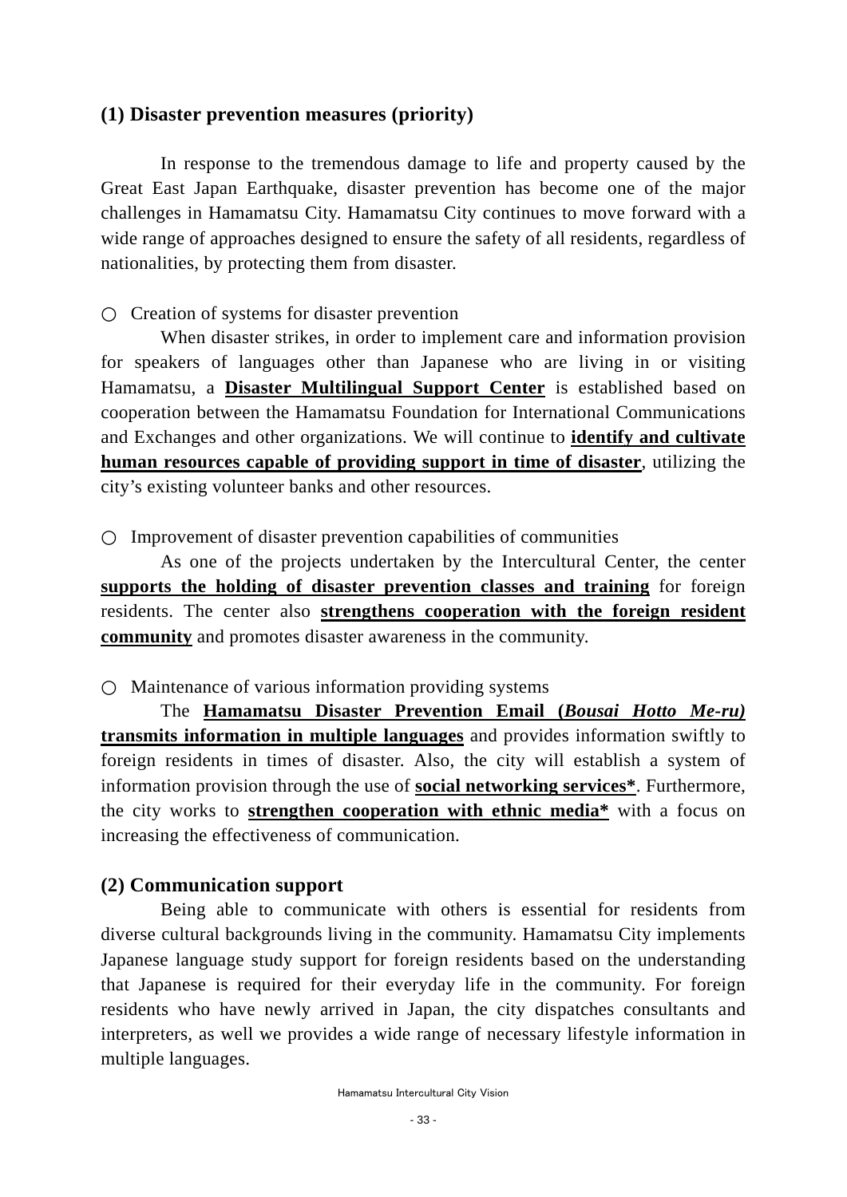### (1) Disaster prevention measures (priority)

In response to the tremendous damage to life and property caused by the Great East Japan Earthquake, disaster prevention has become one of the major challenges in Hamamatsu City. Hamamatsu City continues to move forward with a wide range of approaches designed to ensure the safety of all residents, regardless of nationalities, by protecting them from disaster.

○ Creation of systems for disaster prevention

When disaster strikes, in order to implement care and information provision for speakers of languages other than Japanese who are living in or visiting Hamamatsu, a **Disaster Multilingual Support Center** is established based on cooperation between the Hamamatsu Foundation for International Communications and Exchanges and other organizations. We will continue to **identify and cultivate human resources capable of providing support in time of disaster**, utilizing the city's existing volunteer banks and other resources.

○ Improvement of disaster prevention capabilities of communities

As one of the projects undertaken by the Intercultural Center, the center **supports the holding of disaster prevention classes and training** for foreign residents. The center also **strengthens cooperation with the foreign resident community** and promotes disaster awareness in the community.

○ Maintenance of various information providing systems

The **Hamamatsu Disaster Prevention Email (*Bousai Hotto Me-ru*) transmits information in multiple languages** and provides information swiftly to foreign residents in times of disaster. Also, the city will establish a system of information provision through the use of **social networking services***. Furthermore, the city works to **strengthen cooperation with ethnic media*** with a focus on increasing the effectiveness of communication.

### (2) Communication support

Being able to communicate with others is essential for residents from diverse cultural backgrounds living in the community. Hamamatsu City implements Japanese language study support for foreign residents based on the understanding that Japanese is required for their everyday life in the community. For foreign residents who have newly arrived in Japan, the city dispatches consultants and interpreters, as well we provides a wide range of necessary lifestyle information in multiple languages.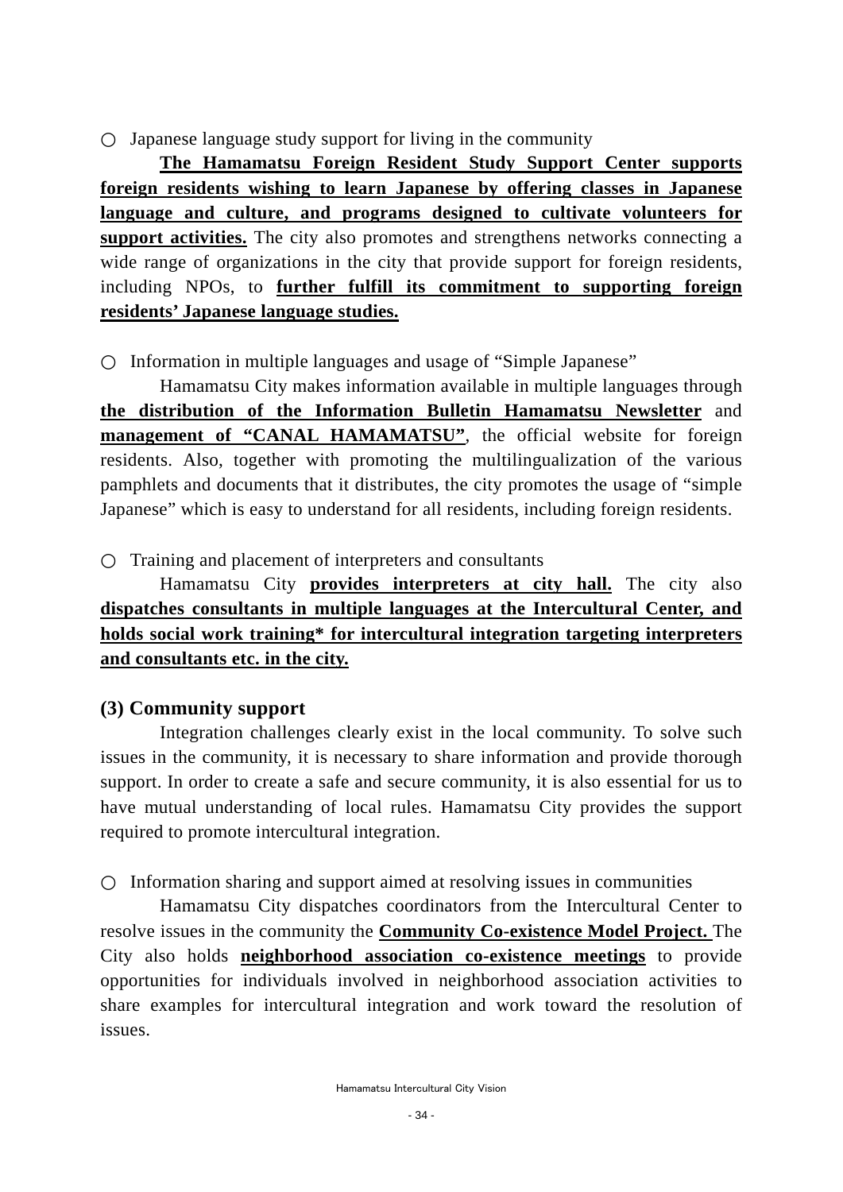○ Japanese language study support for living in the community

**The Hamamatsu Foreign Resident Study Support Center supports foreign residents wishing to learn Japanese by offering classes in Japanese language and culture, and programs designed to cultivate volunteers for support activities.** The city also promotes and strengthens networks connecting a wide range of organizations in the city that provide support for foreign residents, including NPOs, to **further fulfill its commitment to supporting foreign residents' Japanese language studies.**

○ Information in multiple languages and usage of "Simple Japanese"

Hamamatsu City makes information available in multiple languages through **the distribution of the Information Bulletin Hamamatsu Newsletter** and **management of "CANAL HAMAMATSU"**, the official website for foreign residents. Also, together with promoting the multilingualization of the various pamphlets and documents that it distributes, the city promotes the usage of "simple Japanese" which is easy to understand for all residents, including foreign residents.

○ Training and placement of interpreters and consultants

Hamamatsu City **provides interpreters at city hall.** The city also **dispatches consultants in multiple languages at the Intercultural Center, and holds social work training* for intercultural integration targeting interpreters and consultants etc. in the city.**

### (3) Community support

Integration challenges clearly exist in the local community. To solve such issues in the community, it is necessary to share information and provide thorough support. In order to create a safe and secure community, it is also essential for us to have mutual understanding of local rules. Hamamatsu City provides the support required to promote intercultural integration.

○ Information sharing and support aimed at resolving issues in communities

Hamamatsu City dispatches coordinators from the Intercultural Center to resolve issues in the community the **Community Co-existence Model Project.** The City also holds **neighborhood association co-existence meetings** to provide opportunities for individuals involved in neighborhood association activities to share examples for intercultural integration and work toward the resolution of issues.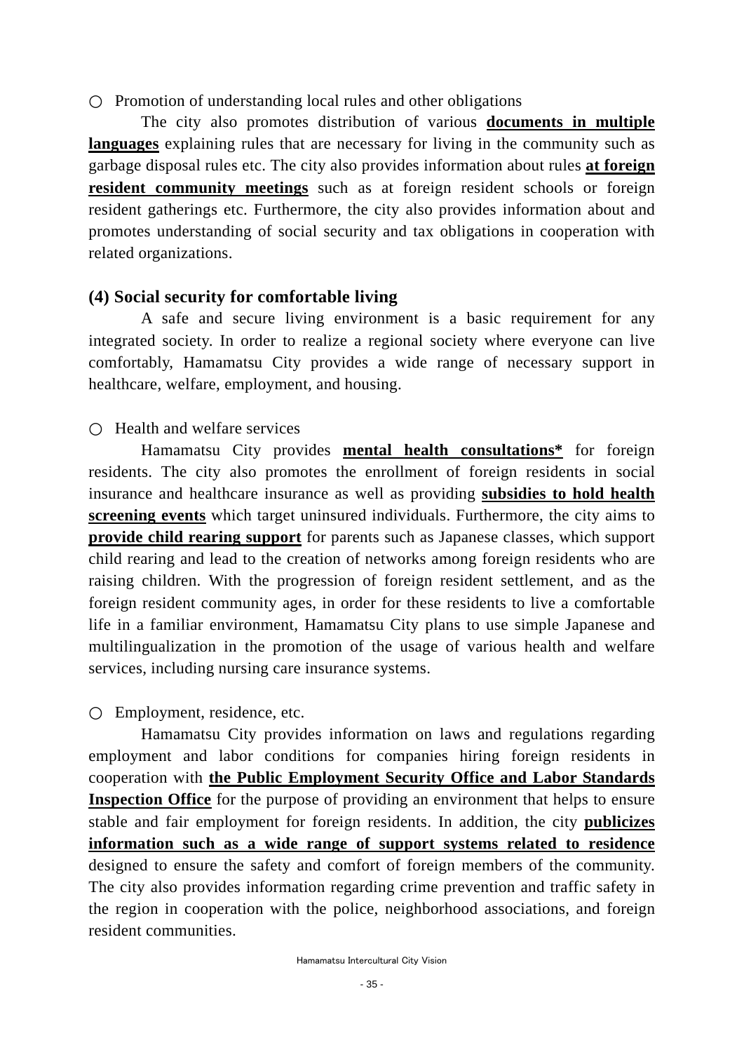○ Promotion of understanding local rules and other obligations

The city also promotes distribution of various **documents in multiple languages** explaining rules that are necessary for living in the community such as garbage disposal rules etc. The city also provides information about rules **at foreign resident community meetings** such as at foreign resident schools or foreign resident gatherings etc. Furthermore, the city also provides information about and promotes understanding of social security and tax obligations in cooperation with related organizations.

### (4) Social security for comfortable living

A safe and secure living environment is a basic requirement for any integrated society. In order to realize a regional society where everyone can live comfortably, Hamamatsu City provides a wide range of necessary support in healthcare, welfare, employment, and housing.

○ Health and welfare services

Hamamatsu City provides **mental health consultations*** for foreign residents. The city also promotes the enrollment of foreign residents in social insurance and healthcare insurance as well as providing **subsidies to hold health screening events** which target uninsured individuals. Furthermore, the city aims to **provide child rearing support** for parents such as Japanese classes, which support child rearing and lead to the creation of networks among foreign residents who are raising children. With the progression of foreign resident settlement, and as the foreign resident community ages, in order for these residents to live a comfortable life in a familiar environment, Hamamatsu City plans to use simple Japanese and multilingualization in the promotion of the usage of various health and welfare services, including nursing care insurance systems.

○ Employment, residence, etc.

Hamamatsu City provides information on laws and regulations regarding employment and labor conditions for companies hiring foreign residents in cooperation with **the Public Employment Security Office and Labor Standards Inspection Office** for the purpose of providing an environment that helps to ensure stable and fair employment for foreign residents. In addition, the city **publicizes information such as a wide range of support systems related to residence** designed to ensure the safety and comfort of foreign members of the community. The city also provides information regarding crime prevention and traffic safety in the region in cooperation with the police, neighborhood associations, and foreign resident communities.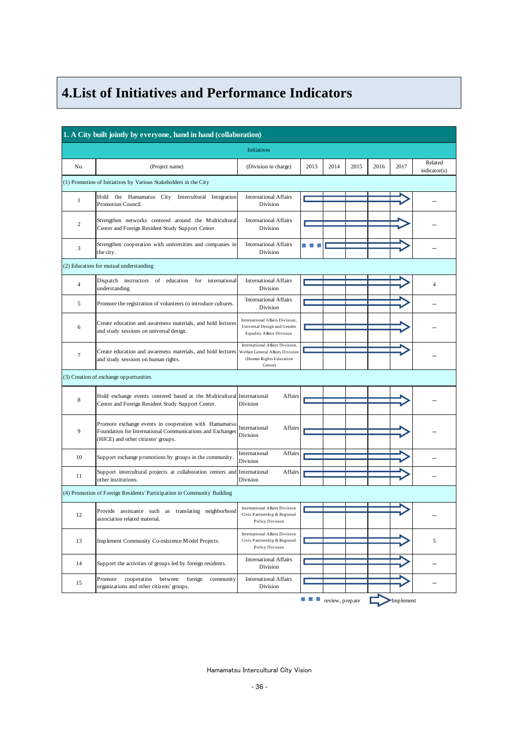# 4.List of Initiatives and Performance Indicators

| 1. A City built jointly by everyone, hand in hand (collaboration) | | | | | | | | |
|---|---|---|---|---|---|---|---|---|
| Initiatives | | | | | | | | |
| No. | (Project name) | (Division in charge) | 2013 | 2014 | 2015 | 2016 | 2017 | Related indicator(s) |
| (1) Promotion of Initiatives by Various Stakeholders in the City | | | | | | | | |
| 1 | Hold the Hamamatsu City Intercultural Integration Promotion Council. | International Affairs Division | Implement | Implement | Implement | Implement | Implement | – |
| 2 | Strengthen networks centered around the Multicultural Center and Foreign Resident Study Support Center. | International Affairs Division | Implement | Implement | Implement | Implement | Implement | – |
| 3 | Strengthen cooperation with universities and companies in the city. | International Affairs Division | review, prepare | Implement | Implement | Implement | Implement | – |
| (2) Education for mutual understanding | | | | | | | | |
| 4 | Dispatch instructors of education for international understanding. | International Affairs Division | Implement | Implement | Implement | Implement | Implement | 4 |
| 5 | Promote the registration of volunteers to introduce cultures. | International Affairs Division | Implement | Implement | Implement | Implement | Implement | – |
| 6 | Create education and awareness materials, and hold lectures and study sessions on universal design. | International Affairs Division, Universal Design and Gender Equality Affairs Division | Implement | Implement | Implement | Implement | Implement | – |
| 7 | Create education and awareness materials, and hold lectures and study sessions on human rights. | International Affairs Division, Welfare General Affairs Division (Human Rights Education Center) | Implement | Implement | Implement | Implement | Implement | – |
| (3) Creation of exchange opportunities | | | | | | | | |
| 8 | Hold exchange events centered based at the Multicultural Center and Foreign Resident Study Support Center. | International Affairs Division | Implement | Implement | Implement | Implement | Implement | – |
| 9 | Promote exchange events in cooperation with Hamamatsu Foundation for International Communications and Exchanges (HICE) and other citizens' groups. | International Affairs Division | Implement | Implement | Implement | Implement | Implement | – |
| 10 | Support exchange promotions by groups in the community. | International Affairs Division | Implement | Implement | Implement | Implement | Implement | – |
| 11 | Support intercultural projects at collaboration centers and other institutions. | International Affairs Division | Implement | Implement | Implement | Implement | Implement | – |
| (4) Promotion of Foreign Residents' Participation in Community Building | | | | | | | | |
| 12 | Provide assistance such as translating neighborhood association related material. | International Affairs Division Civic Partnership & Regional Policy Division | Implement | Implement | Implement | Implement | Implement | – |
| 13 | Implement Community Co-existence Model Projects. | International Affairs Division Civic Partnership & Regional Policy Division | Implement | Implement | Implement | Implement | Implement | 5 |
| 14 | Support the activities of groups led by foreign residents. | International Affairs Division | Implement | Implement | Implement | Implement | Implement | – |
| 15 | Promote cooperation between foreign community organizations and other citizens' groups. | International Affairs Division | Implement | Implement | Implement | Implement | Implement | – |

Legend: ■ ■ ■ review, prepare ⇨ Implement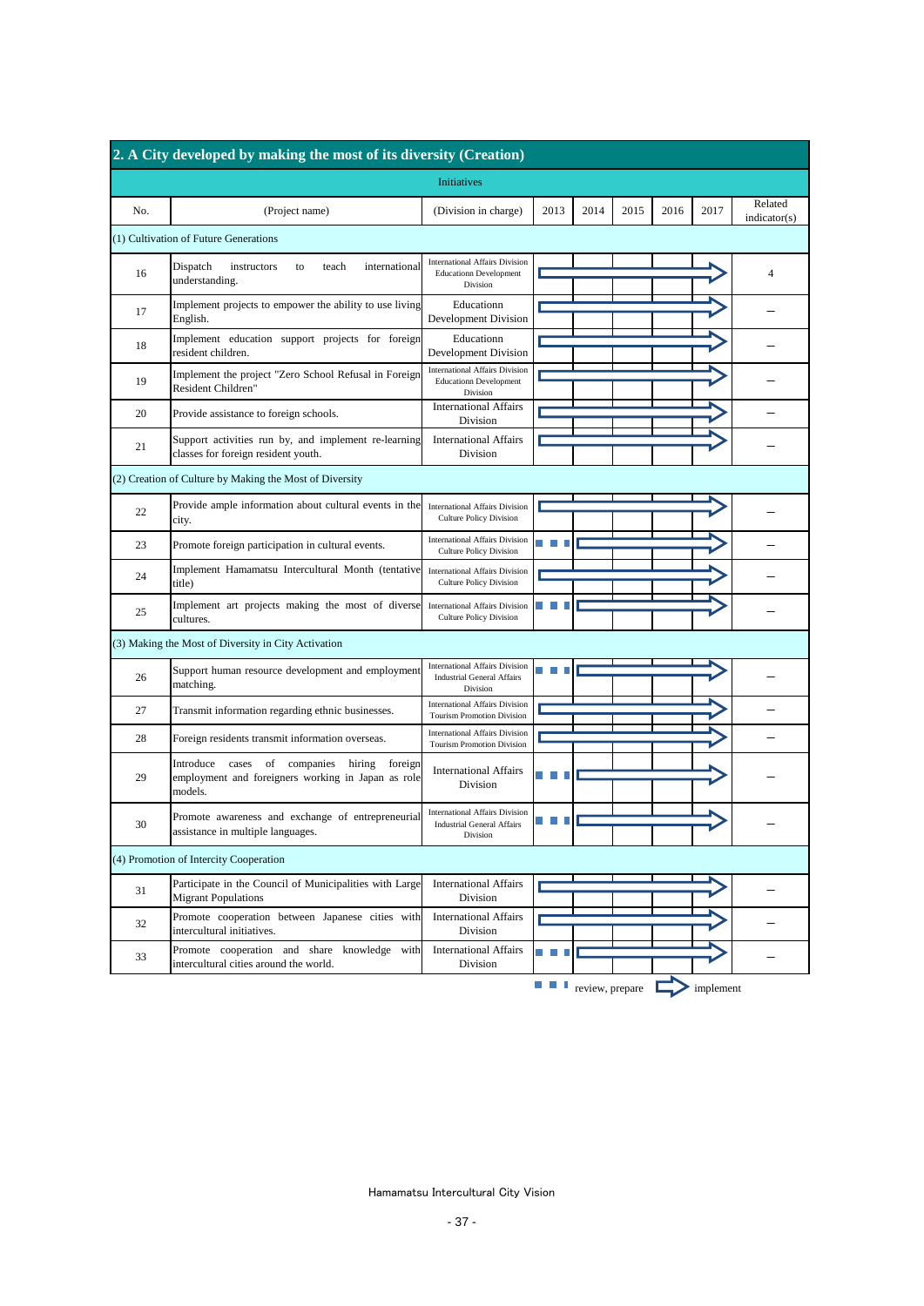## 2. A City developed by making the most of its diversity (Creation)

| No. | (Project name) | (Division in charge) | 2013 | 2014 | 2015 | 2016 | 2017 | Related indicator(s) |
|---|---|---|---|---|---|---|---|---|
| **(1) Cultivation of Future Generations** | | | | | | | | |
| 16 | Dispatch instructors to teach international understanding. | International Affairs Division Educationn Development Division | implement | implement | implement | implement | implement | 4 |
| 17 | Implement projects to empower the ability to use living English. | Educationn Development Division | implement | implement | implement | implement | implement | – |
| 18 | Implement education support projects for foreign resident children. | Educationn Development Division | implement | implement | implement | implement | implement | – |
| 19 | Implement the project "Zero School Refusal in Foreign Resident Children" | International Affairs Division Educationn Development Division | implement | implement | implement | implement | implement | – |
| 20 | Provide assistance to foreign schools. | International Affairs Division | implement | implement | implement | implement | implement | – |
| 21 | Support activities run by, and implement re-learning classes for foreign resident youth. | International Affairs Division | implement | implement | implement | implement | implement | – |
| **(2) Creation of Culture by Making the Most of Diversity** | | | | | | | | |
| 22 | Provide ample information about cultural events in the city. | International Affairs Division Culture Policy Division | implement | implement | implement | implement | implement | – |
| 23 | Promote foreign participation in cultural events. | International Affairs Division Culture Policy Division | review, prepare | implement | implement | implement | implement | – |
| 24 | Implement Hamamatsu Intercultural Month (tentative title) | International Affairs Division Culture Policy Division | implement | implement | implement | implement | implement | – |
| 25 | Implement art projects making the most of diverse cultures. | International Affairs Division Culture Policy Division | review, prepare | implement | implement | implement | implement | – |
| **(3) Making the Most of Diversity in City Activation** | | | | | | | | |
| 26 | Support human resource development and employment matching. | International Affairs Division Industrial General Affairs Division | review, prepare | implement | implement | implement | implement | – |
| 27 | Transmit information regarding ethnic businesses. | International Affairs Division Tourism Promotion Division | implement | implement | implement | implement | implement | – |
| 28 | Foreign residents transmit information overseas. | International Affairs Division Tourism Promotion Division | implement | implement | implement | implement | implement | – |
| 29 | Introduce cases of companies hiring foreign employment and foreigners working in Japan as role models. | International Affairs Division | review, prepare | implement | implement | implement | implement | – |
| 30 | Promote awareness and exchange of entrepreneurial assistance in multiple languages. | International Affairs Division Industrial General Affairs Division | review, prepare | implement | implement | implement | implement | – |
| **(4) Promotion of Intercity Cooperation** | | | | | | | | |
| 31 | Participate in the Council of Municipalities with Large Migrant Populations | International Affairs Division | implement | implement | implement | implement | implement | – |
| 32 | Promote cooperation between Japanese cities with intercultural initiatives. | International Affairs Division | implement | implement | implement | implement | implement | – |
| 33 | Promote cooperation and share knowledge with intercultural cities around the world. | International Affairs Division | review, prepare | implement | implement | implement | implement | – |

■ ■ ■ review, prepare ⇨ implement

Hamamatsu Intercultural City Vision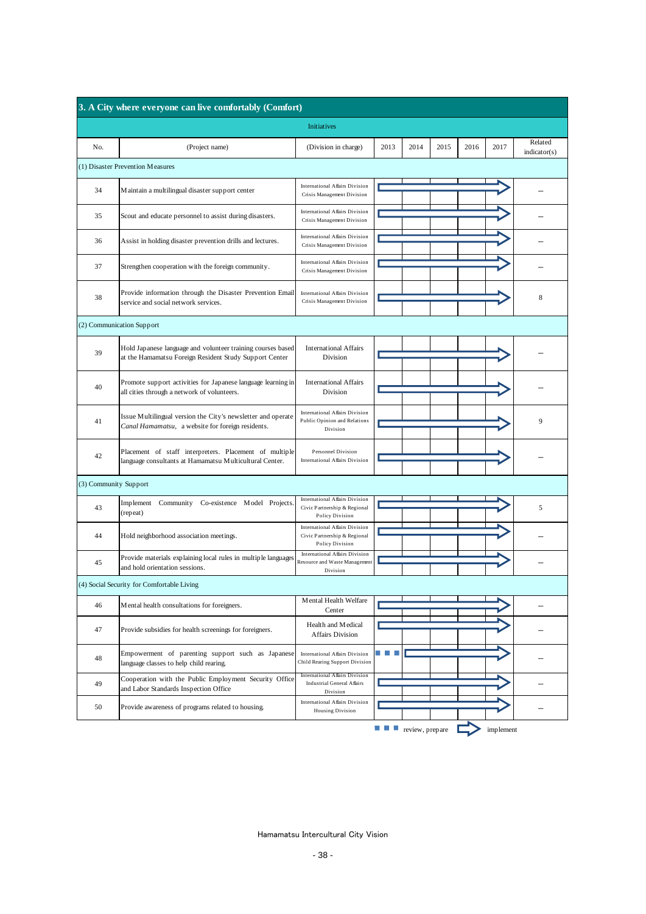## 3. A City where everyone can live comfortably (Comfort)

| Initiatives | | | | | | | | |
|---|---|---|---|---|---|---|---|---|
| No. | (Project name) | (Division in charge) | 2013 | 2014 | 2015 | 2016 | 2017 | Related indicator(s) |
| (1) Disaster Prevention Measures | | | | | | | | |
| 34 | Maintain a multilingual disaster support center | International Affairs Division<br>Crisis Management Division | implement | implement | implement | implement | implement | – |
| 35 | Scout and educate personnel to assist during disasters. | International Affairs Division<br>Crisis Management Division | implement | implement | implement | implement | implement | – |
| 36 | Assist in holding disaster prevention drills and lectures. | International Affairs Division<br>Crisis Management Division | implement | implement | implement | implement | implement | – |
| 37 | Strengthen cooperation with the foreign community. | International Affairs Division<br>Crisis Management Division | implement | implement | implement | implement | implement | – |
| 38 | Provide information through the Disaster Prevention Email service and social network services. | International Affairs Division<br>Crisis Management Division | implement | implement | implement | implement | implement | 8 |
| (2) Communication Support | | | | | | | | |
| 39 | Hold Japanese language and volunteer training courses based at the Hamamatsu Foreign Resident Study Support Center | International Affairs Division | implement | implement | implement | implement | implement | – |
| 40 | Promote support activities for Japanese language learning in all cities through a network of volunteers. | International Affairs Division | implement | implement | implement | implement | implement | – |
| 41 | Issue Multilingual version the City's newsletter and operate *Canal Hamamatsu*, a website for foreign residents. | International Affairs Division<br>Public Opinion and Relations Division | implement | implement | implement | implement | implement | 9 |
| 42 | Placement of staff interpreters. Placement of multiple language consultants at Hamamatsu Multicultural Center. | Personnel Division<br>International Affairs Division | implement | implement | implement | implement | implement | – |
| (3) Community Support | | | | | | | | |
| 43 | Implement Community Co-existence Model Projects. (repeat) | International Affairs Division<br>Civic Partnership & Regional Policy Division | implement | implement | implement | implement | implement | 5 |
| 44 | Hold neighborhood association meetings. | International Affairs Division<br>Civic Partnership & Regional Policy Division | implement | implement | implement | implement | implement | – |
| 45 | Provide materials explaining local rules in multiple languages and hold orientation sessions. | International Affairs Division<br>Resource and Waste Management Division | implement | implement | implement | implement | implement | – |
| (4) Social Security for Comfortable Living | | | | | | | | |
| 46 | Mental health consultations for foreigners. | Mental Health Welfare Center | implement | implement | implement | implement | implement | – |
| 47 | Provide subsidies for health screenings for foreigners. | Health and Medical Affairs Division | implement | implement | implement | implement | implement | – |
| 48 | Empowerment of parenting support such as Japanese language classes to help child rearing. | International Affairs Division<br>Child Rearing Support Division | review, prepare | implement | implement | implement | implement | – |
| 49 | Cooperation with the Public Employment Security Office and Labor Standards Inspection Office | International Affairs Division<br>Industrial General Affairs Division | implement | implement | implement | implement | implement | – |
| 50 | Provide awareness of programs related to housing. | International Affairs Division<br>Housing Division | implement | implement | implement | implement | implement | – |

■ ■ ■ review, prepare ⇨ implement

Hamamatsu Intercultural City Vision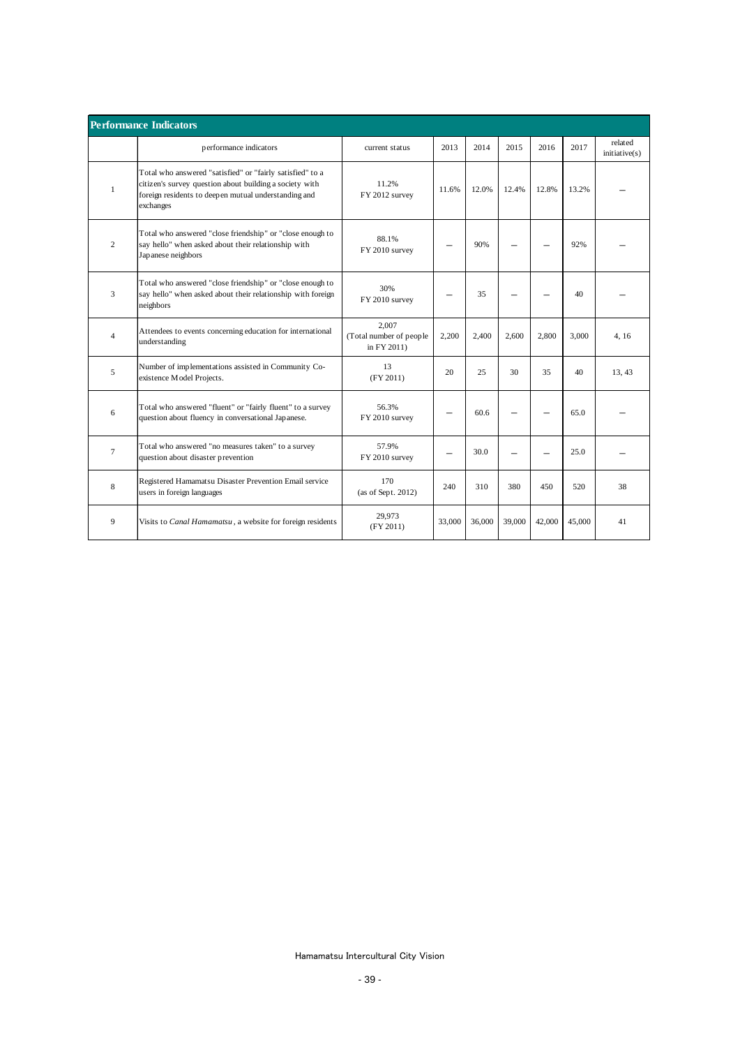## Performance Indicators

| | performance indicators | current status | 2013 | 2014 | 2015 | 2016 | 2017 | related initiative(s) |
|---|---|---|---|---|---|---|---|---|
| 1 | Total who answered "satisfied" or "fairly satisfied" to a citizen's survey question about building a society with foreign residents to deepen mutual understanding and exchanges | 11.2%<br>FY 2012 survey | 11.6% | 12.0% | 12.4% | 12.8% | 13.2% | ― |
| 2 | Total who answered "close friendship" or "close enough to say hello" when asked about their relationship with Japanese neighbors | 88.1%<br>FY 2010 survey | ― | 90% | ― | ― | 92% | ― |
| 3 | Total who answered "close friendship" or "close enough to say hello" when asked about their relationship with foreign neighbors | 30%<br>FY 2010 survey | ― | 35 | ― | ― | 40 | ― |
| 4 | Attendees to events concerning education for international understanding | 2,007<br>(Total number of people in FY 2011) | 2,200 | 2,400 | 2,600 | 2,800 | 3,000 | 4, 16 |
| 5 | Number of implementations assisted in Community Co-existence Model Projects. | 13<br>(FY 2011) | 20 | 25 | 30 | 35 | 40 | 13, 43 |
| 6 | Total who answered "fluent" or "fairly fluent" to a survey question about fluency in conversational Japanese. | 56.3%<br>FY 2010 survey | ― | 60.6 | ― | ― | 65.0 | ― |
| 7 | Total who answered "no measures taken" to a survey question about disaster prevention | 57.9%<br>FY 2010 survey | ― | 30.0 | ― | ― | 25.0 | ― |
| 8 | Registered Hamamatsu Disaster Prevention Email service users in foreign languages | 170<br>(as of Sept. 2012) | 240 | 310 | 380 | 450 | 520 | 38 |
| 9 | Visits to *Canal Hamamatsu*, a website for foreign residents | 29,973<br>(FY 2011) | 33,000 | 36,000 | 39,000 | 42,000 | 45,000 | 41 |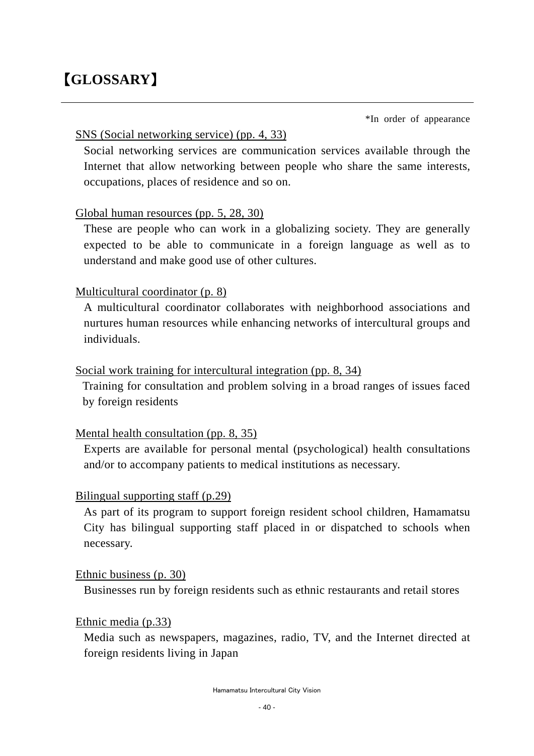# 【GLOSSARY】

*In order of appearance

SNS (Social networking service) (pp. 4, 33)

Social networking services are communication services available through the Internet that allow networking between people who share the same interests, occupations, places of residence and so on.

Global human resources (pp. 5, 28, 30)

These are people who can work in a globalizing society. They are generally expected to be able to communicate in a foreign language as well as to understand and make good use of other cultures.

Multicultural coordinator (p. 8)

A multicultural coordinator collaborates with neighborhood associations and nurtures human resources while enhancing networks of intercultural groups and individuals.

Social work training for intercultural integration (pp. 8, 34)

Training for consultation and problem solving in a broad ranges of issues faced by foreign residents

Mental health consultation (pp. 8, 35)

Experts are available for personal mental (psychological) health consultations and/or to accompany patients to medical institutions as necessary.

Bilingual supporting staff (p.29)

As part of its program to support foreign resident school children, Hamamatsu City has bilingual supporting staff placed in or dispatched to schools when necessary.

Ethnic business (p. 30)

Businesses run by foreign residents such as ethnic restaurants and retail stores

Ethnic media (p.33)

Media such as newspapers, magazines, radio, TV, and the Internet directed at foreign residents living in Japan